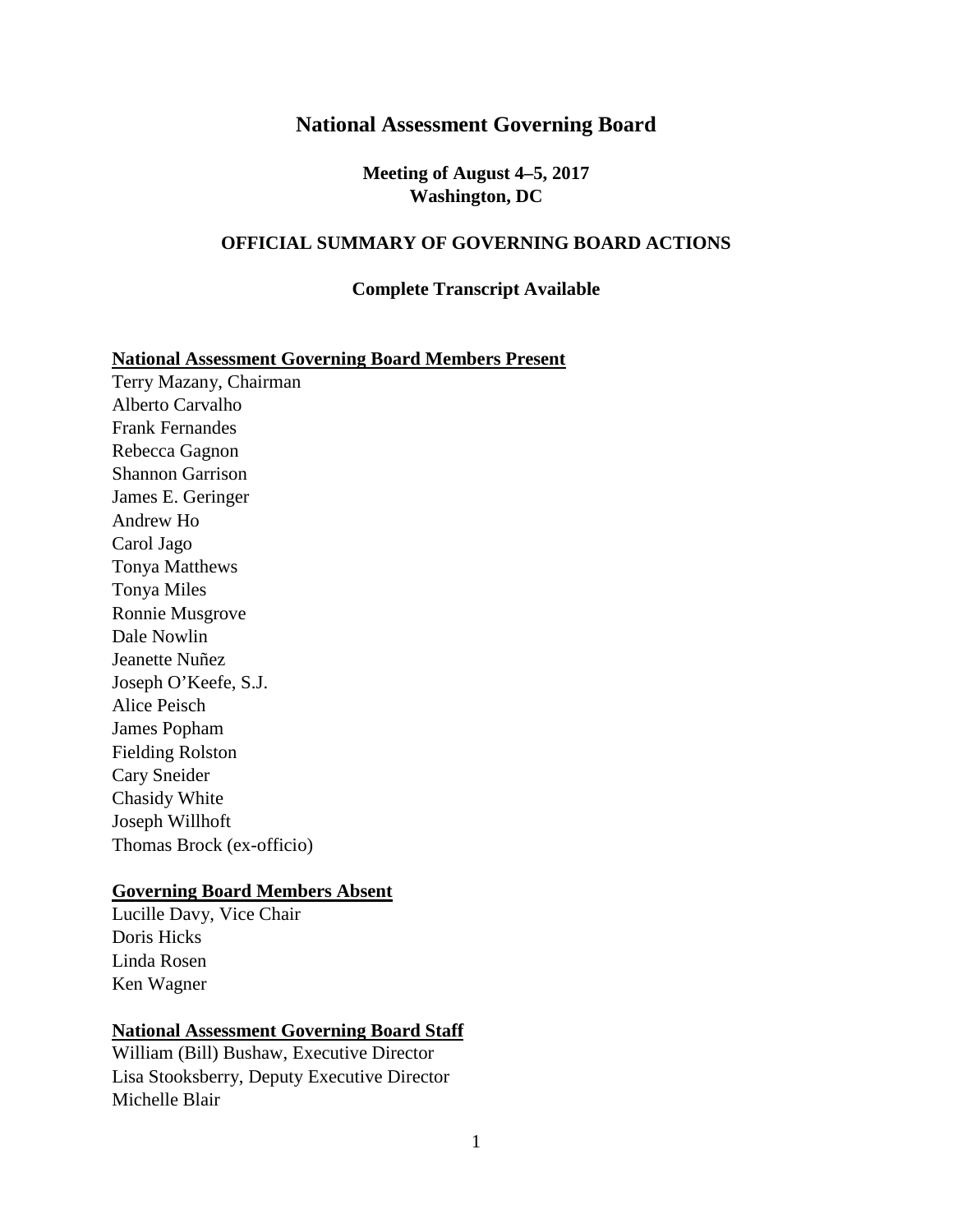# National Assessment Governing Board

**Meeting of August 4–5, 2017**
**Washington, DC**

## OFFICIAL SUMMARY OF GOVERNING BOARD ACTIONS

**Complete Transcript Available**

**National Assessment Governing Board Members Present**

Terry Mazany, Chairman
Alberto Carvalho
Frank Fernandes
Rebecca Gagnon
Shannon Garrison
James E. Geringer
Andrew Ho
Carol Jago
Tonya Matthews
Tonya Miles
Ronnie Musgrove
Dale Nowlin
Jeanette Nuñez
Joseph O'Keefe, S.J.
Alice Peisch
James Popham
Fielding Rolston
Cary Sneider
Chasidy White
Joseph Willhoft
Thomas Brock (ex-officio)

**Governing Board Members Absent**

Lucille Davy, Vice Chair
Doris Hicks
Linda Rosen
Ken Wagner

**National Assessment Governing Board Staff**

William (Bill) Bushaw, Executive Director
Lisa Stooksberry, Deputy Executive Director
Michelle Blair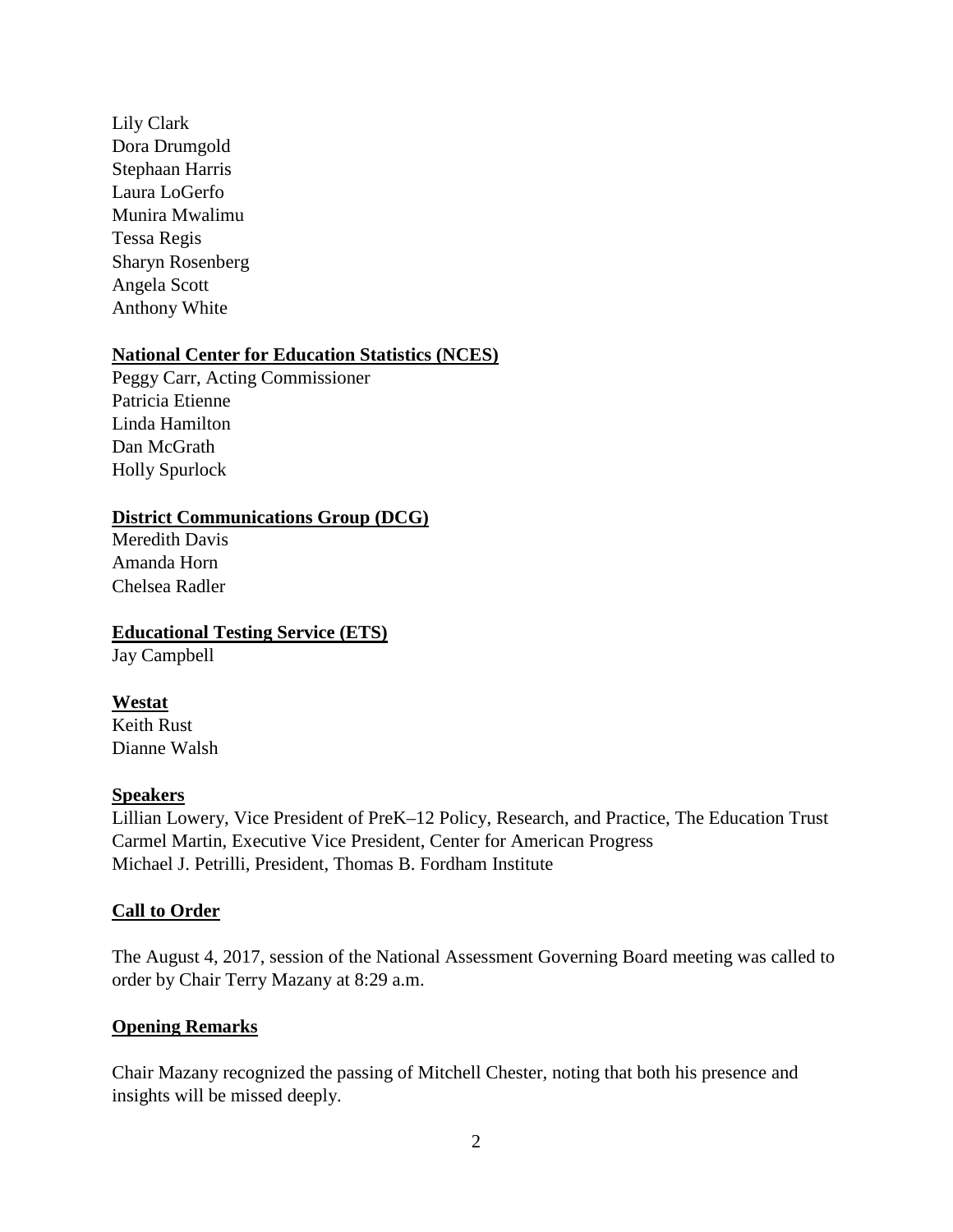Lily Clark
Dora Drumgold
Stephaan Harris
Laura LoGerfo
Munira Mwalimu
Tessa Regis
Sharyn Rosenberg
Angela Scott
Anthony White

**National Center for Education Statistics (NCES)**
Peggy Carr, Acting Commissioner
Patricia Etienne
Linda Hamilton
Dan McGrath
Holly Spurlock

**District Communications Group (DCG)**
Meredith Davis
Amanda Horn
Chelsea Radler

**Educational Testing Service (ETS)**
Jay Campbell

**Westat**
Keith Rust
Dianne Walsh

**Speakers**
Lillian Lowery, Vice President of PreK–12 Policy, Research, and Practice, The Education Trust
Carmel Martin, Executive Vice President, Center for American Progress
Michael J. Petrilli, President, Thomas B. Fordham Institute

## Call to Order

The August 4, 2017, session of the National Assessment Governing Board meeting was called to order by Chair Terry Mazany at 8:29 a.m.

## Opening Remarks

Chair Mazany recognized the passing of Mitchell Chester, noting that both his presence and insights will be missed deeply.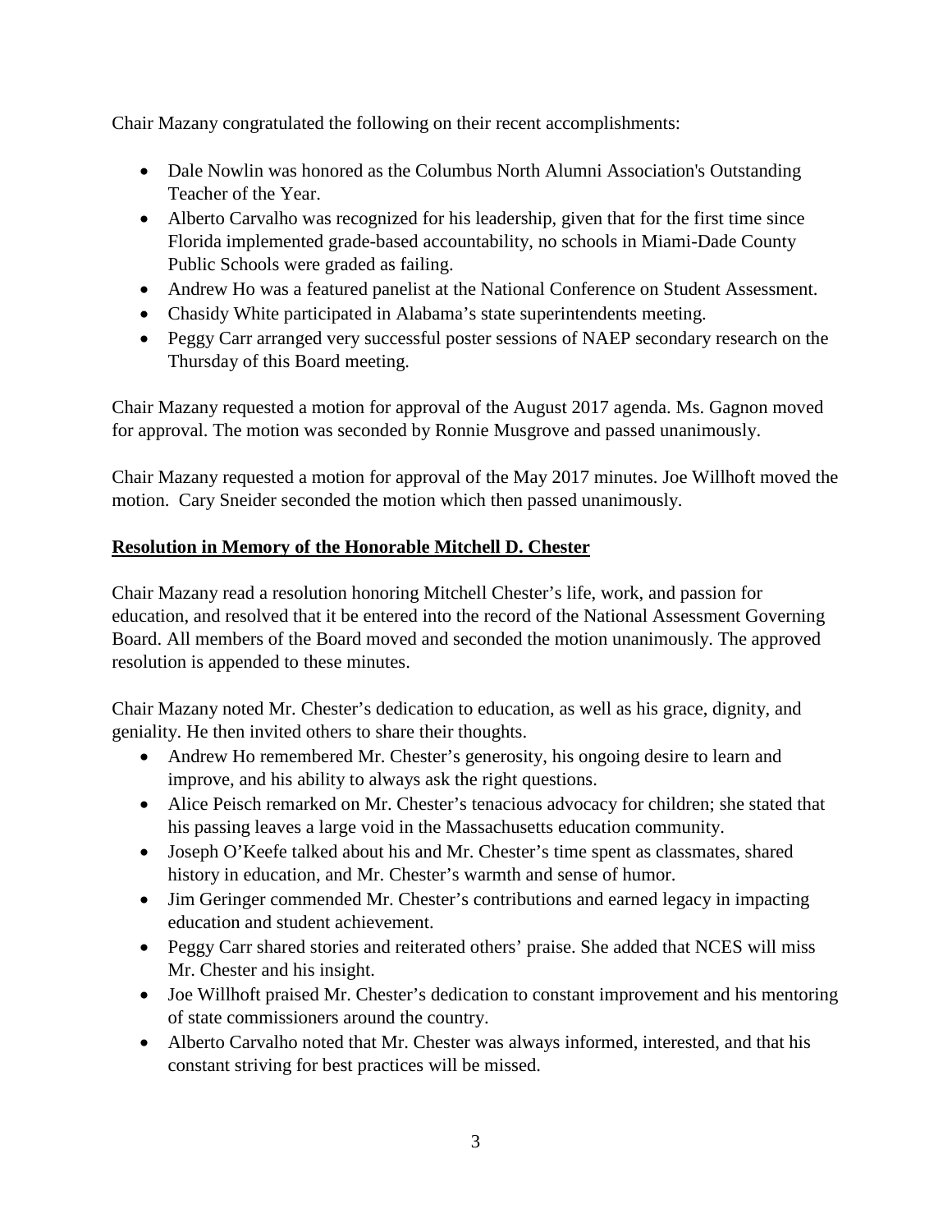Chair Mazany congratulated the following on their recent accomplishments:

- Dale Nowlin was honored as the Columbus North Alumni Association's Outstanding Teacher of the Year.
- Alberto Carvalho was recognized for his leadership, given that for the first time since Florida implemented grade-based accountability, no schools in Miami-Dade County Public Schools were graded as failing.
- Andrew Ho was a featured panelist at the National Conference on Student Assessment.
- Chasidy White participated in Alabama's state superintendents meeting.
- Peggy Carr arranged very successful poster sessions of NAEP secondary research on the Thursday of this Board meeting.

Chair Mazany requested a motion for approval of the August 2017 agenda. Ms. Gagnon moved for approval. The motion was seconded by Ronnie Musgrove and passed unanimously.

Chair Mazany requested a motion for approval of the May 2017 minutes. Joe Willhoft moved the motion. Cary Sneider seconded the motion which then passed unanimously.

**Resolution in Memory of the Honorable Mitchell D. Chester**

Chair Mazany read a resolution honoring Mitchell Chester's life, work, and passion for education, and resolved that it be entered into the record of the National Assessment Governing Board. All members of the Board moved and seconded the motion unanimously. The approved resolution is appended to these minutes.

Chair Mazany noted Mr. Chester's dedication to education, as well as his grace, dignity, and geniality. He then invited others to share their thoughts.

- Andrew Ho remembered Mr. Chester's generosity, his ongoing desire to learn and improve, and his ability to always ask the right questions.
- Alice Peisch remarked on Mr. Chester's tenacious advocacy for children; she stated that his passing leaves a large void in the Massachusetts education community.
- Joseph O'Keefe talked about his and Mr. Chester's time spent as classmates, shared history in education, and Mr. Chester's warmth and sense of humor.
- Jim Geringer commended Mr. Chester's contributions and earned legacy in impacting education and student achievement.
- Peggy Carr shared stories and reiterated others' praise. She added that NCES will miss Mr. Chester and his insight.
- Joe Willhoft praised Mr. Chester's dedication to constant improvement and his mentoring of state commissioners around the country.
- Alberto Carvalho noted that Mr. Chester was always informed, interested, and that his constant striving for best practices will be missed.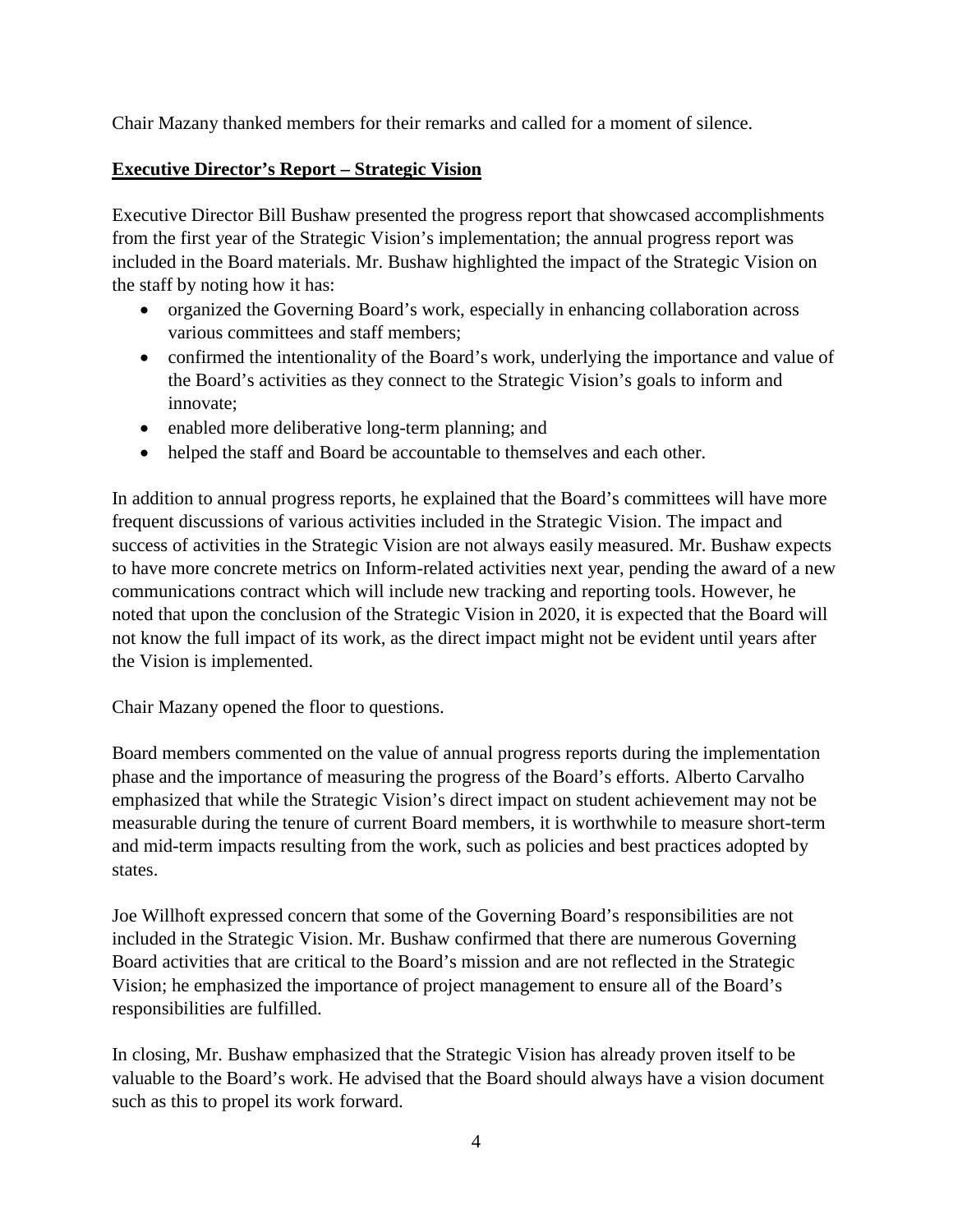Chair Mazany thanked members for their remarks and called for a moment of silence.

**Executive Director's Report – Strategic Vision**

Executive Director Bill Bushaw presented the progress report that showcased accomplishments from the first year of the Strategic Vision's implementation; the annual progress report was included in the Board materials. Mr. Bushaw highlighted the impact of the Strategic Vision on the staff by noting how it has:

- organized the Governing Board's work, especially in enhancing collaboration across various committees and staff members;
- confirmed the intentionality of the Board's work, underlying the importance and value of the Board's activities as they connect to the Strategic Vision's goals to inform and innovate;
- enabled more deliberative long-term planning; and
- helped the staff and Board be accountable to themselves and each other.

In addition to annual progress reports, he explained that the Board's committees will have more frequent discussions of various activities included in the Strategic Vision. The impact and success of activities in the Strategic Vision are not always easily measured. Mr. Bushaw expects to have more concrete metrics on Inform-related activities next year, pending the award of a new communications contract which will include new tracking and reporting tools. However, he noted that upon the conclusion of the Strategic Vision in 2020, it is expected that the Board will not know the full impact of its work, as the direct impact might not be evident until years after the Vision is implemented.

Chair Mazany opened the floor to questions.

Board members commented on the value of annual progress reports during the implementation phase and the importance of measuring the progress of the Board's efforts. Alberto Carvalho emphasized that while the Strategic Vision's direct impact on student achievement may not be measurable during the tenure of current Board members, it is worthwhile to measure short-term and mid-term impacts resulting from the work, such as policies and best practices adopted by states.

Joe Willhoft expressed concern that some of the Governing Board's responsibilities are not included in the Strategic Vision. Mr. Bushaw confirmed that there are numerous Governing Board activities that are critical to the Board's mission and are not reflected in the Strategic Vision; he emphasized the importance of project management to ensure all of the Board's responsibilities are fulfilled.

In closing, Mr. Bushaw emphasized that the Strategic Vision has already proven itself to be valuable to the Board's work. He advised that the Board should always have a vision document such as this to propel its work forward.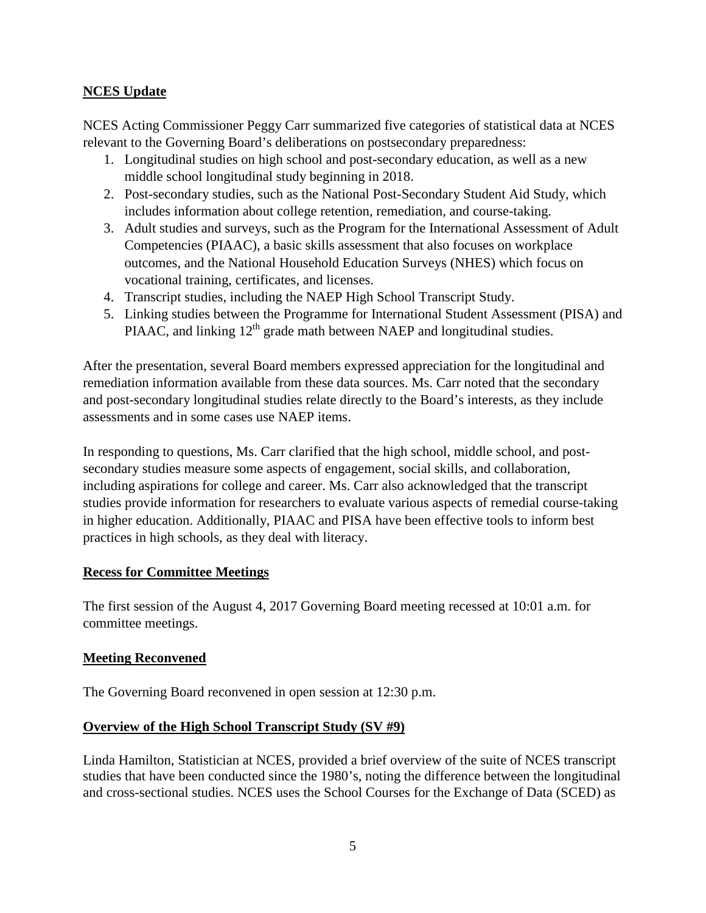**NCES Update**

NCES Acting Commissioner Peggy Carr summarized five categories of statistical data at NCES relevant to the Governing Board's deliberations on postsecondary preparedness:

1. Longitudinal studies on high school and post-secondary education, as well as a new middle school longitudinal study beginning in 2018.
2. Post-secondary studies, such as the National Post-Secondary Student Aid Study, which includes information about college retention, remediation, and course-taking.
3. Adult studies and surveys, such as the Program for the International Assessment of Adult Competencies (PIAAC), a basic skills assessment that also focuses on workplace outcomes, and the National Household Education Surveys (NHES) which focus on vocational training, certificates, and licenses.
4. Transcript studies, including the NAEP High School Transcript Study.
5. Linking studies between the Programme for International Student Assessment (PISA) and PIAAC, and linking 12th grade math between NAEP and longitudinal studies.

After the presentation, several Board members expressed appreciation for the longitudinal and remediation information available from these data sources. Ms. Carr noted that the secondary and post-secondary longitudinal studies relate directly to the Board's interests, as they include assessments and in some cases use NAEP items.

In responding to questions, Ms. Carr clarified that the high school, middle school, and post-secondary studies measure some aspects of engagement, social skills, and collaboration, including aspirations for college and career. Ms. Carr also acknowledged that the transcript studies provide information for researchers to evaluate various aspects of remedial course-taking in higher education. Additionally, PIAAC and PISA have been effective tools to inform best practices in high schools, as they deal with literacy.

**Recess for Committee Meetings**

The first session of the August 4, 2017 Governing Board meeting recessed at 10:01 a.m. for committee meetings.

**Meeting Reconvened**

The Governing Board reconvened in open session at 12:30 p.m.

**Overview of the High School Transcript Study (SV #9)**

Linda Hamilton, Statistician at NCES, provided a brief overview of the suite of NCES transcript studies that have been conducted since the 1980's, noting the difference between the longitudinal and cross-sectional studies. NCES uses the School Courses for the Exchange of Data (SCED) as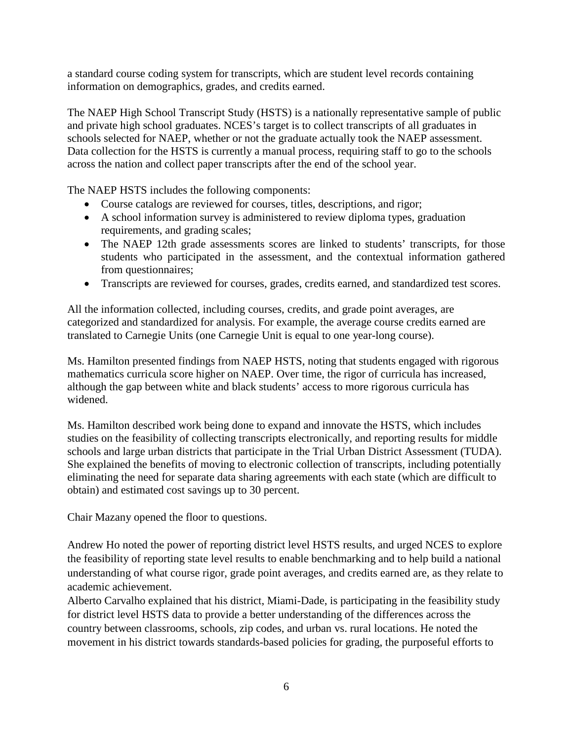a standard course coding system for transcripts, which are student level records containing information on demographics, grades, and credits earned.

The NAEP High School Transcript Study (HSTS) is a nationally representative sample of public and private high school graduates. NCES's target is to collect transcripts of all graduates in schools selected for NAEP, whether or not the graduate actually took the NAEP assessment. Data collection for the HSTS is currently a manual process, requiring staff to go to the schools across the nation and collect paper transcripts after the end of the school year.

The NAEP HSTS includes the following components:

- Course catalogs are reviewed for courses, titles, descriptions, and rigor;
- A school information survey is administered to review diploma types, graduation requirements, and grading scales;
- The NAEP 12th grade assessments scores are linked to students' transcripts, for those students who participated in the assessment, and the contextual information gathered from questionnaires;
- Transcripts are reviewed for courses, grades, credits earned, and standardized test scores.

All the information collected, including courses, credits, and grade point averages, are categorized and standardized for analysis. For example, the average course credits earned are translated to Carnegie Units (one Carnegie Unit is equal to one year-long course).

Ms. Hamilton presented findings from NAEP HSTS, noting that students engaged with rigorous mathematics curricula score higher on NAEP. Over time, the rigor of curricula has increased, although the gap between white and black students' access to more rigorous curricula has widened.

Ms. Hamilton described work being done to expand and innovate the HSTS, which includes studies on the feasibility of collecting transcripts electronically, and reporting results for middle schools and large urban districts that participate in the Trial Urban District Assessment (TUDA). She explained the benefits of moving to electronic collection of transcripts, including potentially eliminating the need for separate data sharing agreements with each state (which are difficult to obtain) and estimated cost savings up to 30 percent.

Chair Mazany opened the floor to questions.

Andrew Ho noted the power of reporting district level HSTS results, and urged NCES to explore the feasibility of reporting state level results to enable benchmarking and to help build a national understanding of what course rigor, grade point averages, and credits earned are, as they relate to academic achievement.

Alberto Carvalho explained that his district, Miami-Dade, is participating in the feasibility study for district level HSTS data to provide a better understanding of the differences across the country between classrooms, schools, zip codes, and urban vs. rural locations. He noted the movement in his district towards standards-based policies for grading, the purposeful efforts to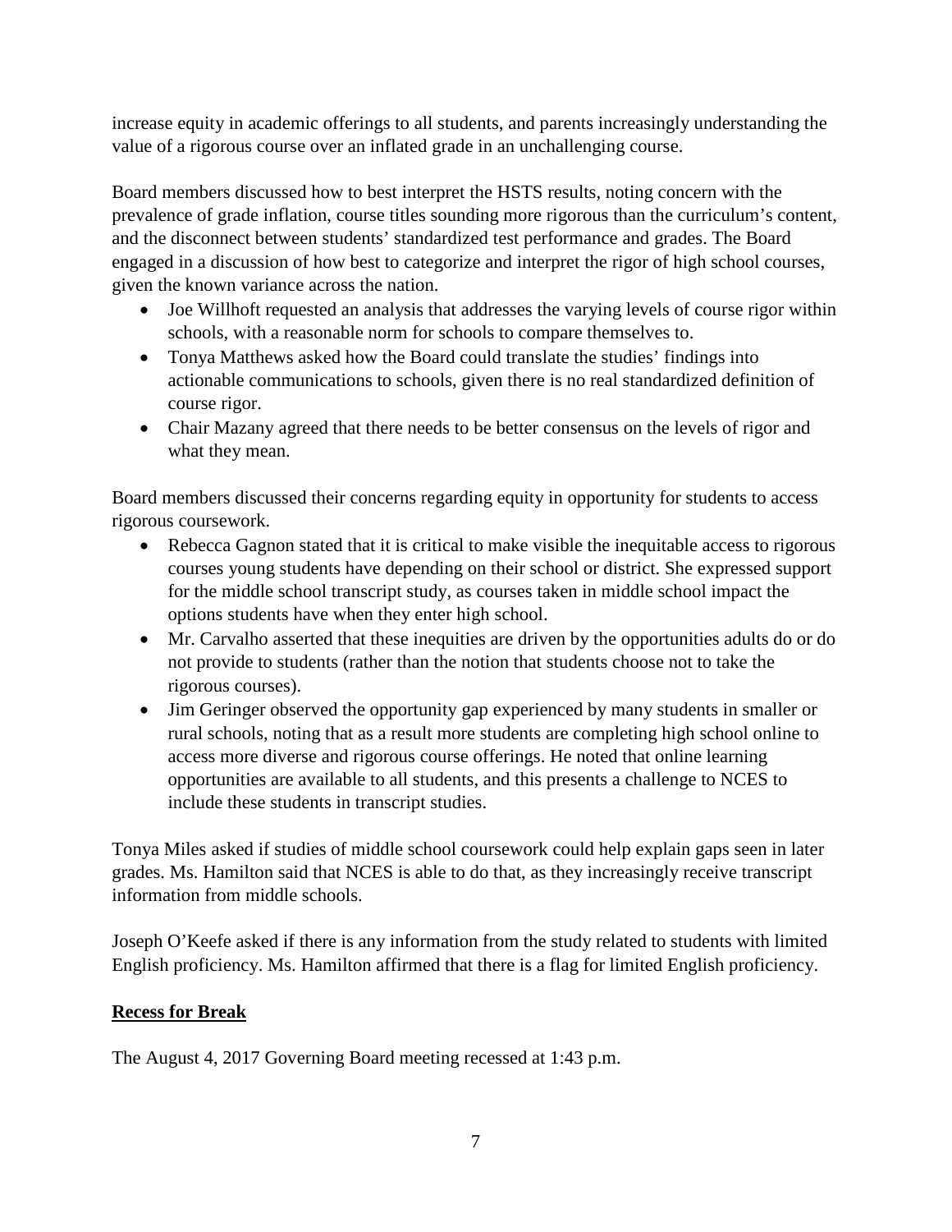increase equity in academic offerings to all students, and parents increasingly understanding the value of a rigorous course over an inflated grade in an unchallenging course.

Board members discussed how to best interpret the HSTS results, noting concern with the prevalence of grade inflation, course titles sounding more rigorous than the curriculum's content, and the disconnect between students' standardized test performance and grades. The Board engaged in a discussion of how best to categorize and interpret the rigor of high school courses, given the known variance across the nation.

- Joe Willhoft requested an analysis that addresses the varying levels of course rigor within schools, with a reasonable norm for schools to compare themselves to.
- Tonya Matthews asked how the Board could translate the studies' findings into actionable communications to schools, given there is no real standardized definition of course rigor.
- Chair Mazany agreed that there needs to be better consensus on the levels of rigor and what they mean.

Board members discussed their concerns regarding equity in opportunity for students to access rigorous coursework.

- Rebecca Gagnon stated that it is critical to make visible the inequitable access to rigorous courses young students have depending on their school or district. She expressed support for the middle school transcript study, as courses taken in middle school impact the options students have when they enter high school.
- Mr. Carvalho asserted that these inequities are driven by the opportunities adults do or do not provide to students (rather than the notion that students choose not to take the rigorous courses).
- Jim Geringer observed the opportunity gap experienced by many students in smaller or rural schools, noting that as a result more students are completing high school online to access more diverse and rigorous course offerings. He noted that online learning opportunities are available to all students, and this presents a challenge to NCES to include these students in transcript studies.

Tonya Miles asked if studies of middle school coursework could help explain gaps seen in later grades. Ms. Hamilton said that NCES is able to do that, as they increasingly receive transcript information from middle schools.

Joseph O'Keefe asked if there is any information from the study related to students with limited English proficiency. Ms. Hamilton affirmed that there is a flag for limited English proficiency.

**Recess for Break**

The August 4, 2017 Governing Board meeting recessed at 1:43 p.m.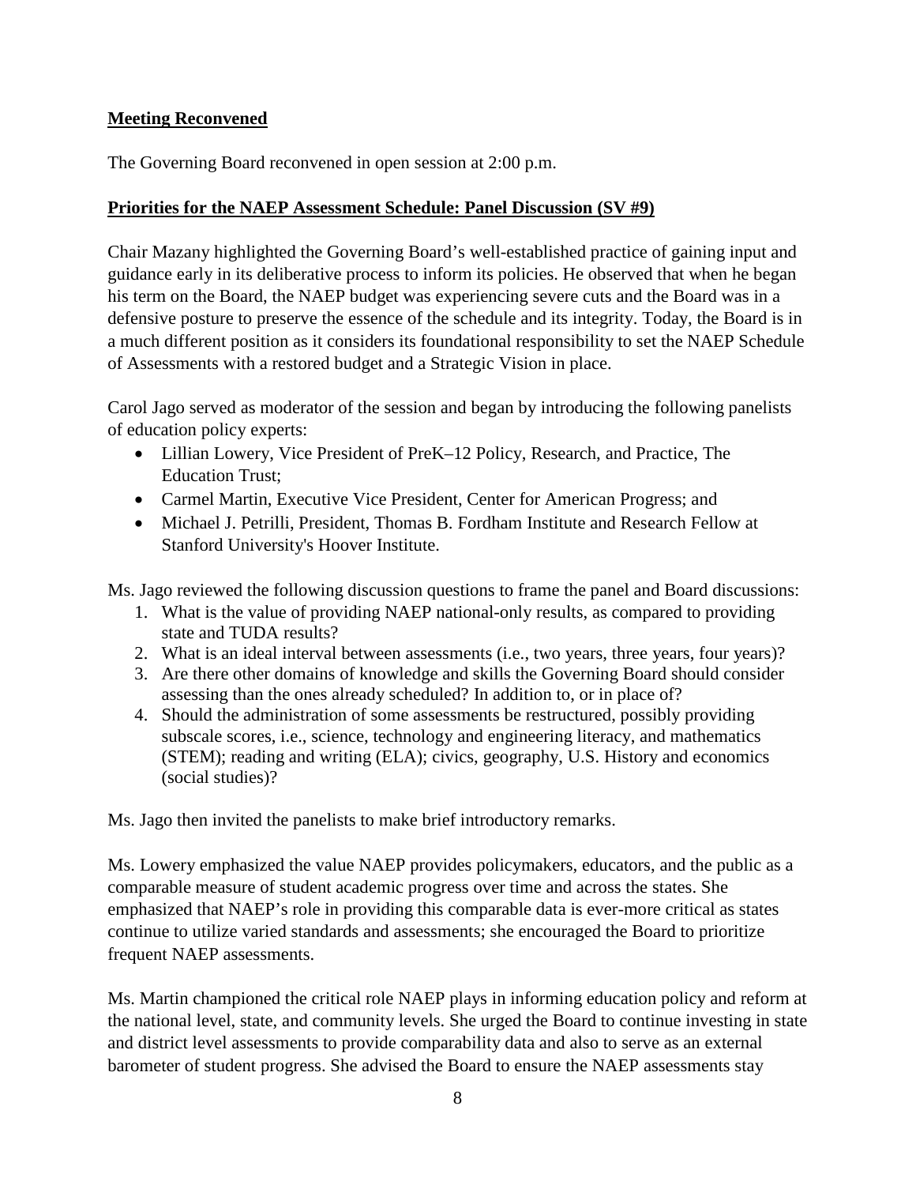**Meeting Reconvened**

The Governing Board reconvened in open session at 2:00 p.m.

**Priorities for the NAEP Assessment Schedule: Panel Discussion (SV #9)**

Chair Mazany highlighted the Governing Board's well-established practice of gaining input and guidance early in its deliberative process to inform its policies. He observed that when he began his term on the Board, the NAEP budget was experiencing severe cuts and the Board was in a defensive posture to preserve the essence of the schedule and its integrity. Today, the Board is in a much different position as it considers its foundational responsibility to set the NAEP Schedule of Assessments with a restored budget and a Strategic Vision in place.

Carol Jago served as moderator of the session and began by introducing the following panelists of education policy experts:

- Lillian Lowery, Vice President of PreK–12 Policy, Research, and Practice, The Education Trust;
- Carmel Martin, Executive Vice President, Center for American Progress; and
- Michael J. Petrilli, President, Thomas B. Fordham Institute and Research Fellow at Stanford University's Hoover Institute.

Ms. Jago reviewed the following discussion questions to frame the panel and Board discussions:

1. What is the value of providing NAEP national-only results, as compared to providing state and TUDA results?
2. What is an ideal interval between assessments (i.e., two years, three years, four years)?
3. Are there other domains of knowledge and skills the Governing Board should consider assessing than the ones already scheduled? In addition to, or in place of?
4. Should the administration of some assessments be restructured, possibly providing subscale scores, i.e., science, technology and engineering literacy, and mathematics (STEM); reading and writing (ELA); civics, geography, U.S. History and economics (social studies)?

Ms. Jago then invited the panelists to make brief introductory remarks.

Ms. Lowery emphasized the value NAEP provides policymakers, educators, and the public as a comparable measure of student academic progress over time and across the states. She emphasized that NAEP's role in providing this comparable data is ever-more critical as states continue to utilize varied standards and assessments; she encouraged the Board to prioritize frequent NAEP assessments.

Ms. Martin championed the critical role NAEP plays in informing education policy and reform at the national level, state, and community levels. She urged the Board to continue investing in state and district level assessments to provide comparability data and also to serve as an external barometer of student progress. She advised the Board to ensure the NAEP assessments stay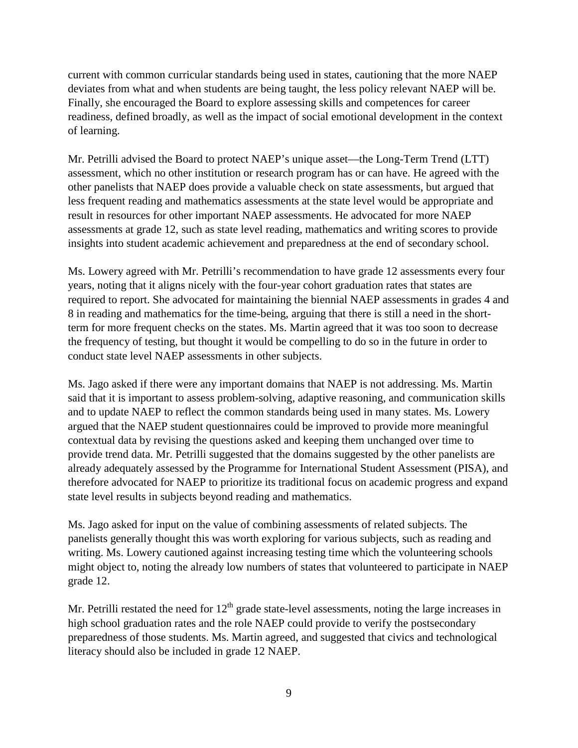current with common curricular standards being used in states, cautioning that the more NAEP deviates from what and when students are being taught, the less policy relevant NAEP will be. Finally, she encouraged the Board to explore assessing skills and competences for career readiness, defined broadly, as well as the impact of social emotional development in the context of learning.

Mr. Petrilli advised the Board to protect NAEP's unique asset—the Long-Term Trend (LTT) assessment, which no other institution or research program has or can have. He agreed with the other panelists that NAEP does provide a valuable check on state assessments, but argued that less frequent reading and mathematics assessments at the state level would be appropriate and result in resources for other important NAEP assessments. He advocated for more NAEP assessments at grade 12, such as state level reading, mathematics and writing scores to provide insights into student academic achievement and preparedness at the end of secondary school.

Ms. Lowery agreed with Mr. Petrilli's recommendation to have grade 12 assessments every four years, noting that it aligns nicely with the four-year cohort graduation rates that states are required to report. She advocated for maintaining the biennial NAEP assessments in grades 4 and 8 in reading and mathematics for the time-being, arguing that there is still a need in the short-term for more frequent checks on the states. Ms. Martin agreed that it was too soon to decrease the frequency of testing, but thought it would be compelling to do so in the future in order to conduct state level NAEP assessments in other subjects.

Ms. Jago asked if there were any important domains that NAEP is not addressing. Ms. Martin said that it is important to assess problem-solving, adaptive reasoning, and communication skills and to update NAEP to reflect the common standards being used in many states. Ms. Lowery argued that the NAEP student questionnaires could be improved to provide more meaningful contextual data by revising the questions asked and keeping them unchanged over time to provide trend data. Mr. Petrilli suggested that the domains suggested by the other panelists are already adequately assessed by the Programme for International Student Assessment (PISA), and therefore advocated for NAEP to prioritize its traditional focus on academic progress and expand state level results in subjects beyond reading and mathematics.

Ms. Jago asked for input on the value of combining assessments of related subjects. The panelists generally thought this was worth exploring for various subjects, such as reading and writing. Ms. Lowery cautioned against increasing testing time which the volunteering schools might object to, noting the already low numbers of states that volunteered to participate in NAEP grade 12.

Mr. Petrilli restated the need for 12th grade state-level assessments, noting the large increases in high school graduation rates and the role NAEP could provide to verify the postsecondary preparedness of those students. Ms. Martin agreed, and suggested that civics and technological literacy should also be included in grade 12 NAEP.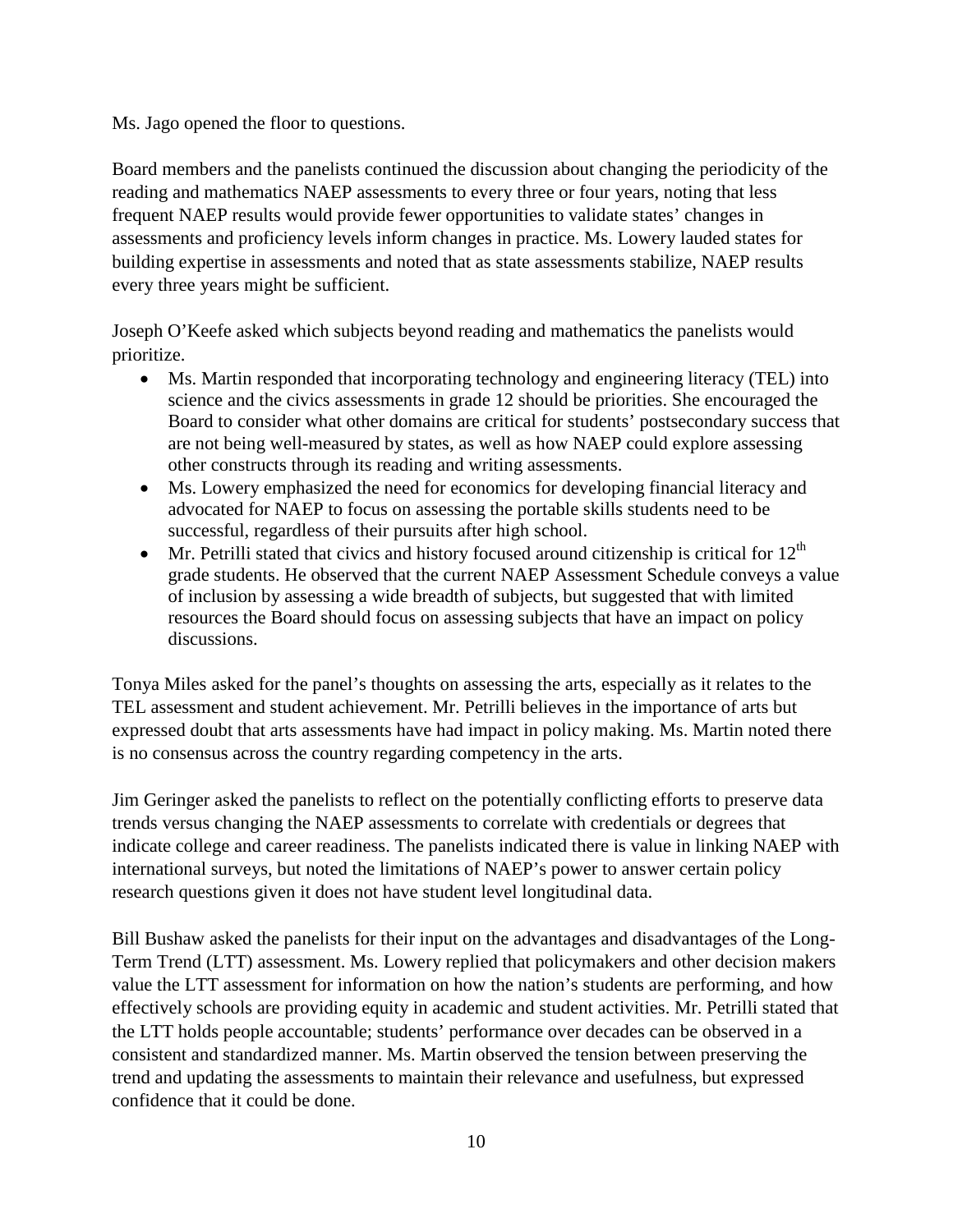Ms. Jago opened the floor to questions.

Board members and the panelists continued the discussion about changing the periodicity of the reading and mathematics NAEP assessments to every three or four years, noting that less frequent NAEP results would provide fewer opportunities to validate states' changes in assessments and proficiency levels inform changes in practice. Ms. Lowery lauded states for building expertise in assessments and noted that as state assessments stabilize, NAEP results every three years might be sufficient.

Joseph O'Keefe asked which subjects beyond reading and mathematics the panelists would prioritize.

- Ms. Martin responded that incorporating technology and engineering literacy (TEL) into science and the civics assessments in grade 12 should be priorities. She encouraged the Board to consider what other domains are critical for students' postsecondary success that are not being well-measured by states, as well as how NAEP could explore assessing other constructs through its reading and writing assessments.
- Ms. Lowery emphasized the need for economics for developing financial literacy and advocated for NAEP to focus on assessing the portable skills students need to be successful, regardless of their pursuits after high school.
- Mr. Petrilli stated that civics and history focused around citizenship is critical for 12th grade students. He observed that the current NAEP Assessment Schedule conveys a value of inclusion by assessing a wide breadth of subjects, but suggested that with limited resources the Board should focus on assessing subjects that have an impact on policy discussions.

Tonya Miles asked for the panel's thoughts on assessing the arts, especially as it relates to the TEL assessment and student achievement. Mr. Petrilli believes in the importance of arts but expressed doubt that arts assessments have had impact in policy making. Ms. Martin noted there is no consensus across the country regarding competency in the arts.

Jim Geringer asked the panelists to reflect on the potentially conflicting efforts to preserve data trends versus changing the NAEP assessments to correlate with credentials or degrees that indicate college and career readiness. The panelists indicated there is value in linking NAEP with international surveys, but noted the limitations of NAEP's power to answer certain policy research questions given it does not have student level longitudinal data.

Bill Bushaw asked the panelists for their input on the advantages and disadvantages of the Long-Term Trend (LTT) assessment. Ms. Lowery replied that policymakers and other decision makers value the LTT assessment for information on how the nation's students are performing, and how effectively schools are providing equity in academic and student activities. Mr. Petrilli stated that the LTT holds people accountable; students' performance over decades can be observed in a consistent and standardized manner. Ms. Martin observed the tension between preserving the trend and updating the assessments to maintain their relevance and usefulness, but expressed confidence that it could be done.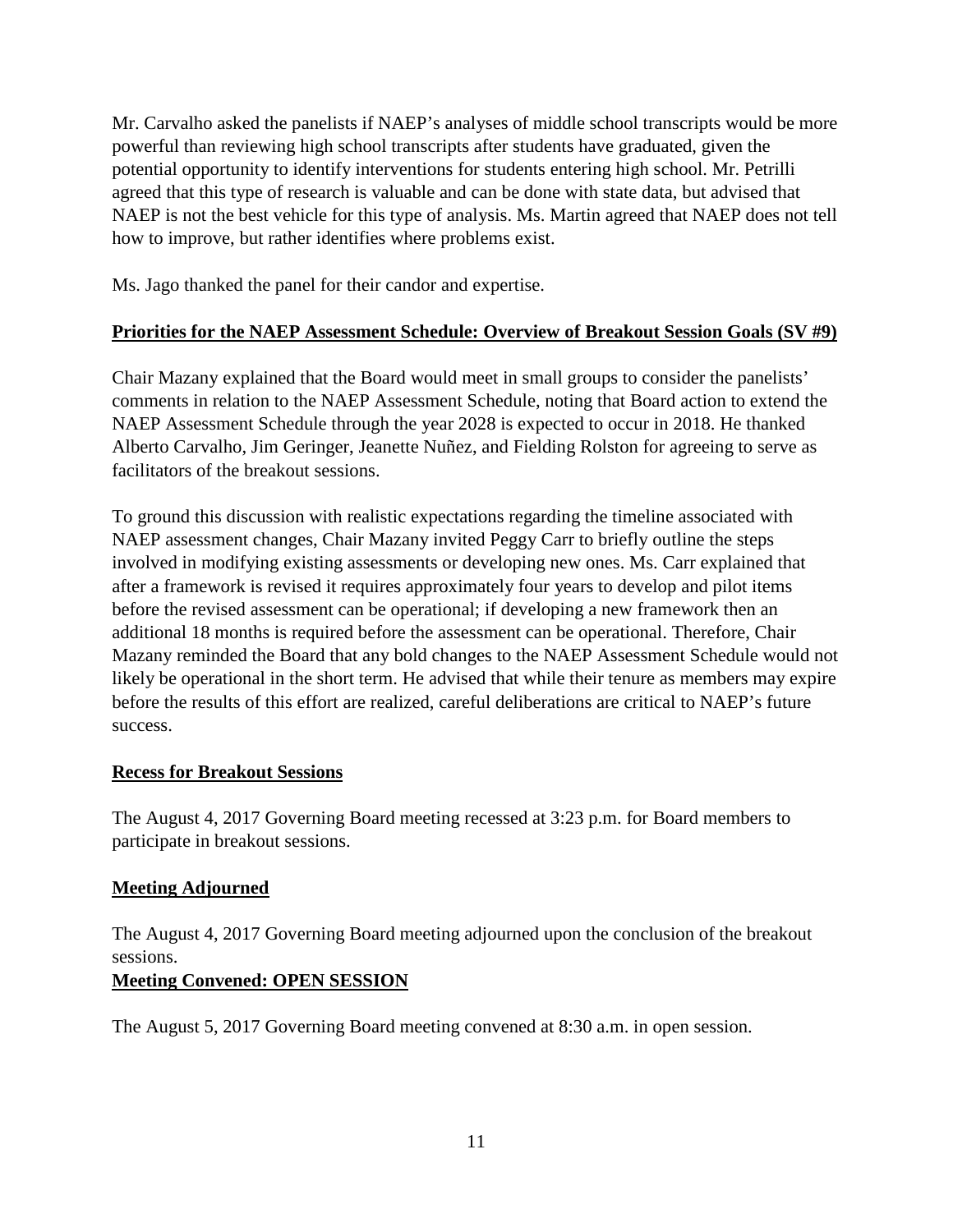Mr. Carvalho asked the panelists if NAEP's analyses of middle school transcripts would be more powerful than reviewing high school transcripts after students have graduated, given the potential opportunity to identify interventions for students entering high school. Mr. Petrilli agreed that this type of research is valuable and can be done with state data, but advised that NAEP is not the best vehicle for this type of analysis. Ms. Martin agreed that NAEP does not tell how to improve, but rather identifies where problems exist.

Ms. Jago thanked the panel for their candor and expertise.

**Priorities for the NAEP Assessment Schedule: Overview of Breakout Session Goals (SV #9)**

Chair Mazany explained that the Board would meet in small groups to consider the panelists' comments in relation to the NAEP Assessment Schedule, noting that Board action to extend the NAEP Assessment Schedule through the year 2028 is expected to occur in 2018. He thanked Alberto Carvalho, Jim Geringer, Jeanette Nuñez, and Fielding Rolston for agreeing to serve as facilitators of the breakout sessions.

To ground this discussion with realistic expectations regarding the timeline associated with NAEP assessment changes, Chair Mazany invited Peggy Carr to briefly outline the steps involved in modifying existing assessments or developing new ones. Ms. Carr explained that after a framework is revised it requires approximately four years to develop and pilot items before the revised assessment can be operational; if developing a new framework then an additional 18 months is required before the assessment can be operational. Therefore, Chair Mazany reminded the Board that any bold changes to the NAEP Assessment Schedule would not likely be operational in the short term. He advised that while their tenure as members may expire before the results of this effort are realized, careful deliberations are critical to NAEP's future success.

**Recess for Breakout Sessions**

The August 4, 2017 Governing Board meeting recessed at 3:23 p.m. for Board members to participate in breakout sessions.

**Meeting Adjourned**

The August 4, 2017 Governing Board meeting adjourned upon the conclusion of the breakout sessions.

**Meeting Convened: OPEN SESSION**

The August 5, 2017 Governing Board meeting convened at 8:30 a.m. in open session.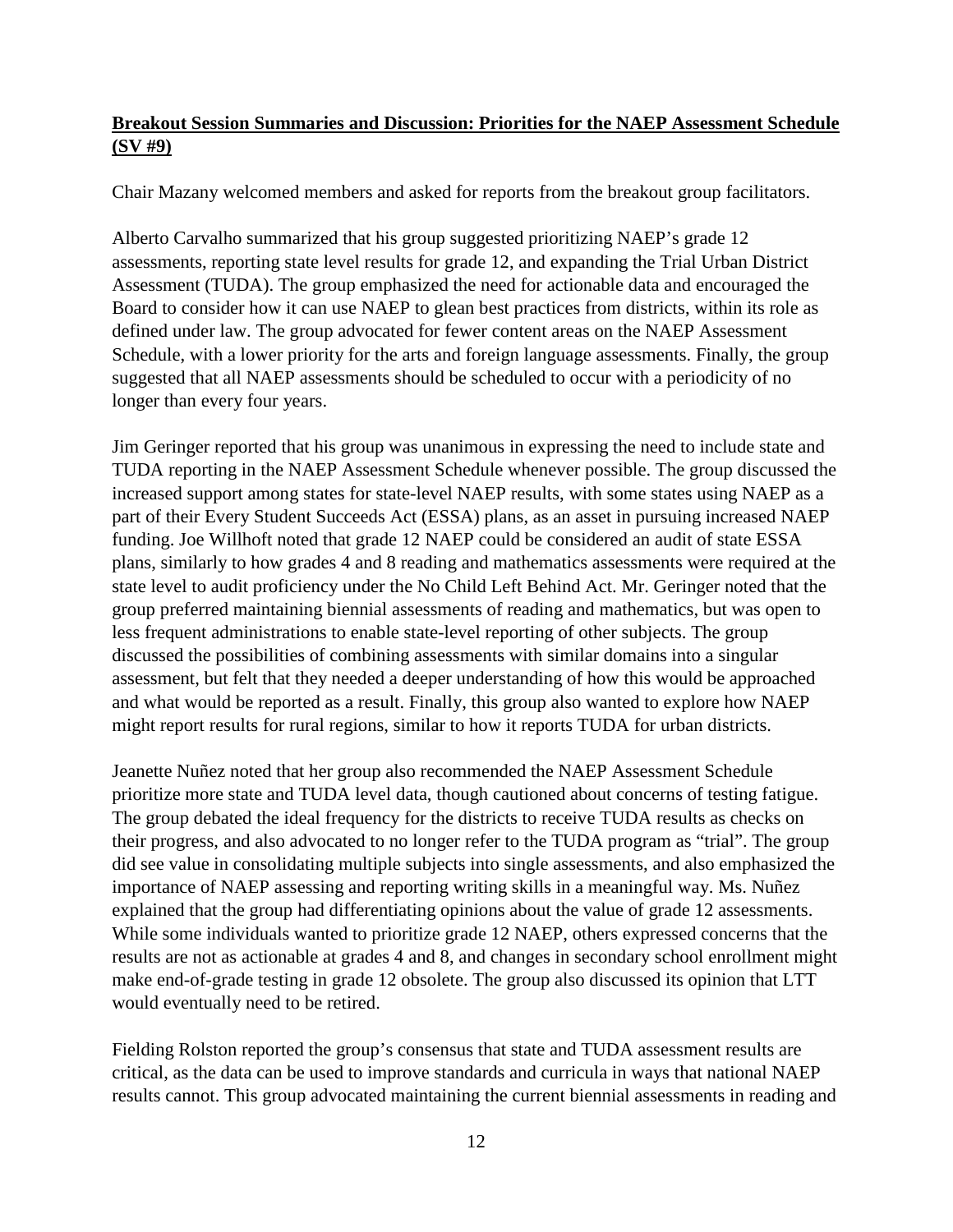**Breakout Session Summaries and Discussion: Priorities for the NAEP Assessment Schedule (SV #9)**

Chair Mazany welcomed members and asked for reports from the breakout group facilitators.

Alberto Carvalho summarized that his group suggested prioritizing NAEP's grade 12 assessments, reporting state level results for grade 12, and expanding the Trial Urban District Assessment (TUDA). The group emphasized the need for actionable data and encouraged the Board to consider how it can use NAEP to glean best practices from districts, within its role as defined under law. The group advocated for fewer content areas on the NAEP Assessment Schedule, with a lower priority for the arts and foreign language assessments. Finally, the group suggested that all NAEP assessments should be scheduled to occur with a periodicity of no longer than every four years.

Jim Geringer reported that his group was unanimous in expressing the need to include state and TUDA reporting in the NAEP Assessment Schedule whenever possible. The group discussed the increased support among states for state-level NAEP results, with some states using NAEP as a part of their Every Student Succeeds Act (ESSA) plans, as an asset in pursuing increased NAEP funding. Joe Willhoft noted that grade 12 NAEP could be considered an audit of state ESSA plans, similarly to how grades 4 and 8 reading and mathematics assessments were required at the state level to audit proficiency under the No Child Left Behind Act. Mr. Geringer noted that the group preferred maintaining biennial assessments of reading and mathematics, but was open to less frequent administrations to enable state-level reporting of other subjects. The group discussed the possibilities of combining assessments with similar domains into a singular assessment, but felt that they needed a deeper understanding of how this would be approached and what would be reported as a result. Finally, this group also wanted to explore how NAEP might report results for rural regions, similar to how it reports TUDA for urban districts.

Jeanette Nuñez noted that her group also recommended the NAEP Assessment Schedule prioritize more state and TUDA level data, though cautioned about concerns of testing fatigue. The group debated the ideal frequency for the districts to receive TUDA results as checks on their progress, and also advocated to no longer refer to the TUDA program as "trial". The group did see value in consolidating multiple subjects into single assessments, and also emphasized the importance of NAEP assessing and reporting writing skills in a meaningful way. Ms. Nuñez explained that the group had differentiating opinions about the value of grade 12 assessments. While some individuals wanted to prioritize grade 12 NAEP, others expressed concerns that the results are not as actionable at grades 4 and 8, and changes in secondary school enrollment might make end-of-grade testing in grade 12 obsolete. The group also discussed its opinion that LTT would eventually need to be retired.

Fielding Rolston reported the group's consensus that state and TUDA assessment results are critical, as the data can be used to improve standards and curricula in ways that national NAEP results cannot. This group advocated maintaining the current biennial assessments in reading and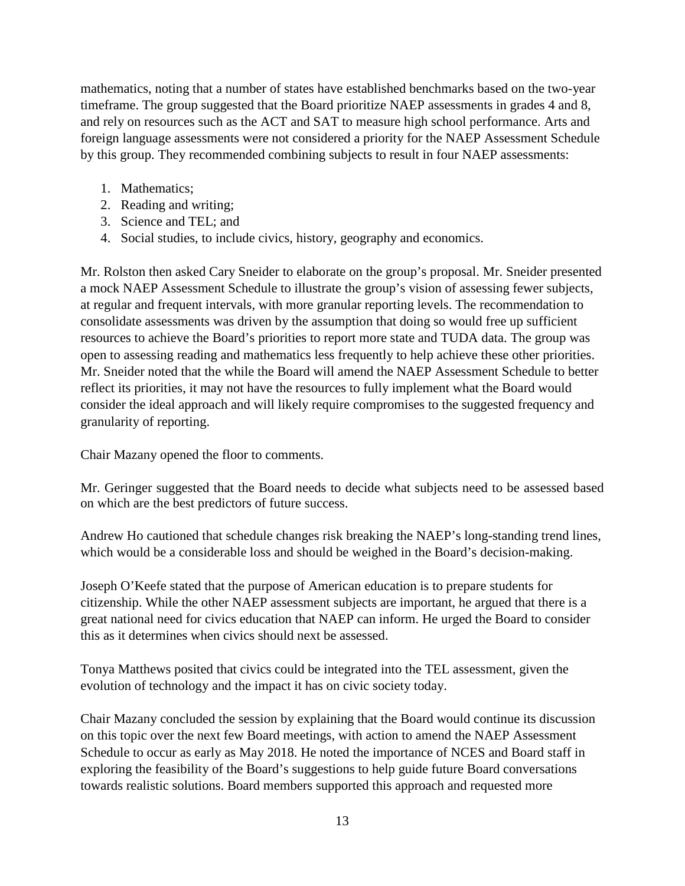mathematics, noting that a number of states have established benchmarks based on the two-year timeframe. The group suggested that the Board prioritize NAEP assessments in grades 4 and 8, and rely on resources such as the ACT and SAT to measure high school performance. Arts and foreign language assessments were not considered a priority for the NAEP Assessment Schedule by this group. They recommended combining subjects to result in four NAEP assessments:

1. Mathematics;
2. Reading and writing;
3. Science and TEL; and
4. Social studies, to include civics, history, geography and economics.

Mr. Rolston then asked Cary Sneider to elaborate on the group's proposal. Mr. Sneider presented a mock NAEP Assessment Schedule to illustrate the group's vision of assessing fewer subjects, at regular and frequent intervals, with more granular reporting levels. The recommendation to consolidate assessments was driven by the assumption that doing so would free up sufficient resources to achieve the Board's priorities to report more state and TUDA data. The group was open to assessing reading and mathematics less frequently to help achieve these other priorities. Mr. Sneider noted that the while the Board will amend the NAEP Assessment Schedule to better reflect its priorities, it may not have the resources to fully implement what the Board would consider the ideal approach and will likely require compromises to the suggested frequency and granularity of reporting.

Chair Mazany opened the floor to comments.

Mr. Geringer suggested that the Board needs to decide what subjects need to be assessed based on which are the best predictors of future success.

Andrew Ho cautioned that schedule changes risk breaking the NAEP's long-standing trend lines, which would be a considerable loss and should be weighed in the Board's decision-making.

Joseph O'Keefe stated that the purpose of American education is to prepare students for citizenship. While the other NAEP assessment subjects are important, he argued that there is a great national need for civics education that NAEP can inform. He urged the Board to consider this as it determines when civics should next be assessed.

Tonya Matthews posited that civics could be integrated into the TEL assessment, given the evolution of technology and the impact it has on civic society today.

Chair Mazany concluded the session by explaining that the Board would continue its discussion on this topic over the next few Board meetings, with action to amend the NAEP Assessment Schedule to occur as early as May 2018. He noted the importance of NCES and Board staff in exploring the feasibility of the Board's suggestions to help guide future Board conversations towards realistic solutions. Board members supported this approach and requested more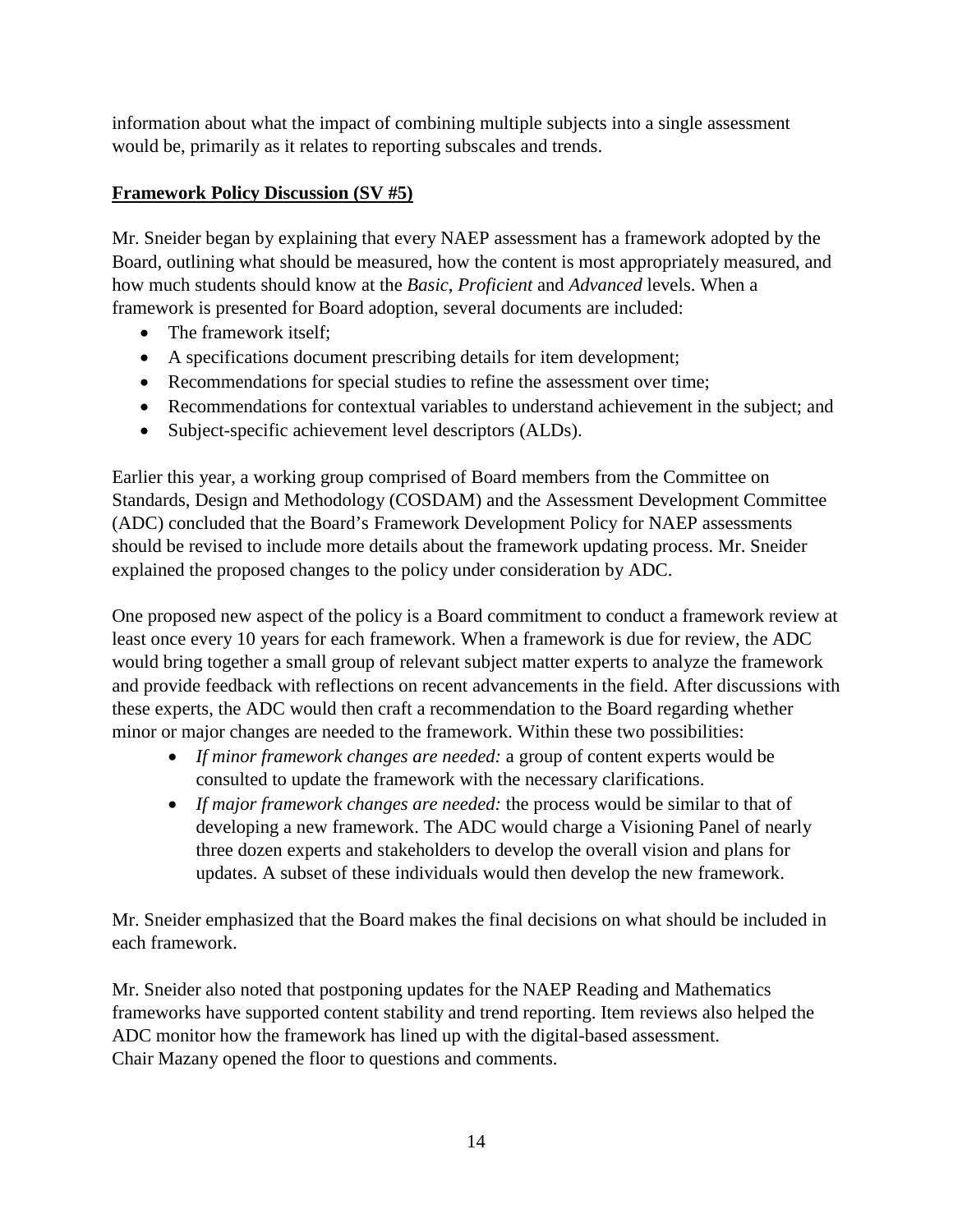information about what the impact of combining multiple subjects into a single assessment would be, primarily as it relates to reporting subscales and trends.

**Framework Policy Discussion (SV #5)**

Mr. Sneider began by explaining that every NAEP assessment has a framework adopted by the Board, outlining what should be measured, how the content is most appropriately measured, and how much students should know at the *Basic*, *Proficient* and *Advanced* levels. When a framework is presented for Board adoption, several documents are included:

- The framework itself;
- A specifications document prescribing details for item development;
- Recommendations for special studies to refine the assessment over time;
- Recommendations for contextual variables to understand achievement in the subject; and
- Subject-specific achievement level descriptors (ALDs).

Earlier this year, a working group comprised of Board members from the Committee on Standards, Design and Methodology (COSDAM) and the Assessment Development Committee (ADC) concluded that the Board's Framework Development Policy for NAEP assessments should be revised to include more details about the framework updating process. Mr. Sneider explained the proposed changes to the policy under consideration by ADC.

One proposed new aspect of the policy is a Board commitment to conduct a framework review at least once every 10 years for each framework. When a framework is due for review, the ADC would bring together a small group of relevant subject matter experts to analyze the framework and provide feedback with reflections on recent advancements in the field. After discussions with these experts, the ADC would then craft a recommendation to the Board regarding whether minor or major changes are needed to the framework. Within these two possibilities:

- *If minor framework changes are needed:* a group of content experts would be consulted to update the framework with the necessary clarifications.
- *If major framework changes are needed:* the process would be similar to that of developing a new framework. The ADC would charge a Visioning Panel of nearly three dozen experts and stakeholders to develop the overall vision and plans for updates. A subset of these individuals would then develop the new framework.

Mr. Sneider emphasized that the Board makes the final decisions on what should be included in each framework.

Mr. Sneider also noted that postponing updates for the NAEP Reading and Mathematics frameworks have supported content stability and trend reporting. Item reviews also helped the ADC monitor how the framework has lined up with the digital-based assessment. Chair Mazany opened the floor to questions and comments.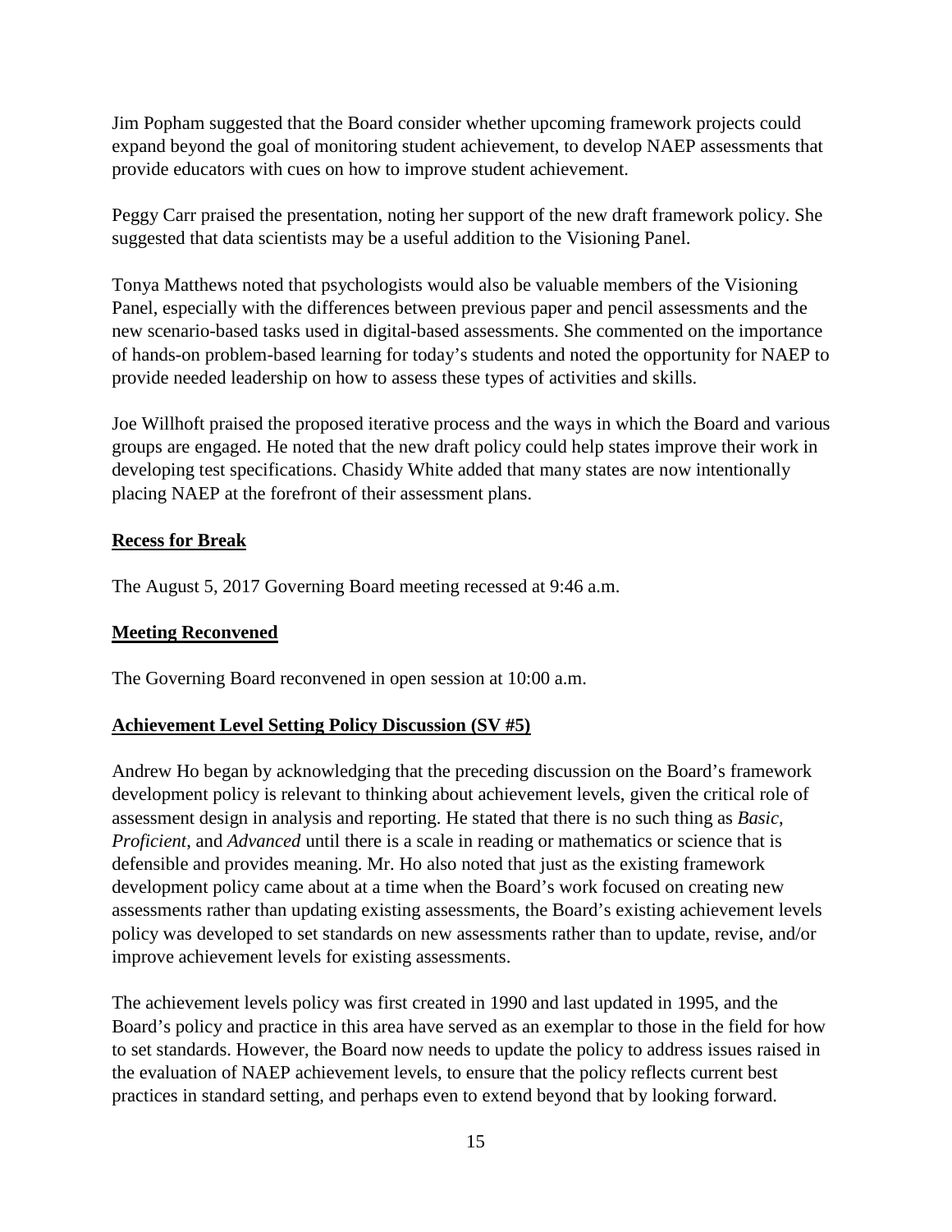Jim Popham suggested that the Board consider whether upcoming framework projects could expand beyond the goal of monitoring student achievement, to develop NAEP assessments that provide educators with cues on how to improve student achievement.

Peggy Carr praised the presentation, noting her support of the new draft framework policy. She suggested that data scientists may be a useful addition to the Visioning Panel.

Tonya Matthews noted that psychologists would also be valuable members of the Visioning Panel, especially with the differences between previous paper and pencil assessments and the new scenario-based tasks used in digital-based assessments. She commented on the importance of hands-on problem-based learning for today's students and noted the opportunity for NAEP to provide needed leadership on how to assess these types of activities and skills.

Joe Willhoft praised the proposed iterative process and the ways in which the Board and various groups are engaged. He noted that the new draft policy could help states improve their work in developing test specifications. Chasidy White added that many states are now intentionally placing NAEP at the forefront of their assessment plans.

**Recess for Break**

The August 5, 2017 Governing Board meeting recessed at 9:46 a.m.

**Meeting Reconvened**

The Governing Board reconvened in open session at 10:00 a.m.

**Achievement Level Setting Policy Discussion (SV #5)**

Andrew Ho began by acknowledging that the preceding discussion on the Board's framework development policy is relevant to thinking about achievement levels, given the critical role of assessment design in analysis and reporting. He stated that there is no such thing as *Basic*, *Proficient*, and *Advanced* until there is a scale in reading or mathematics or science that is defensible and provides meaning. Mr. Ho also noted that just as the existing framework development policy came about at a time when the Board's work focused on creating new assessments rather than updating existing assessments, the Board's existing achievement levels policy was developed to set standards on new assessments rather than to update, revise, and/or improve achievement levels for existing assessments.

The achievement levels policy was first created in 1990 and last updated in 1995, and the Board's policy and practice in this area have served as an exemplar to those in the field for how to set standards. However, the Board now needs to update the policy to address issues raised in the evaluation of NAEP achievement levels, to ensure that the policy reflects current best practices in standard setting, and perhaps even to extend beyond that by looking forward.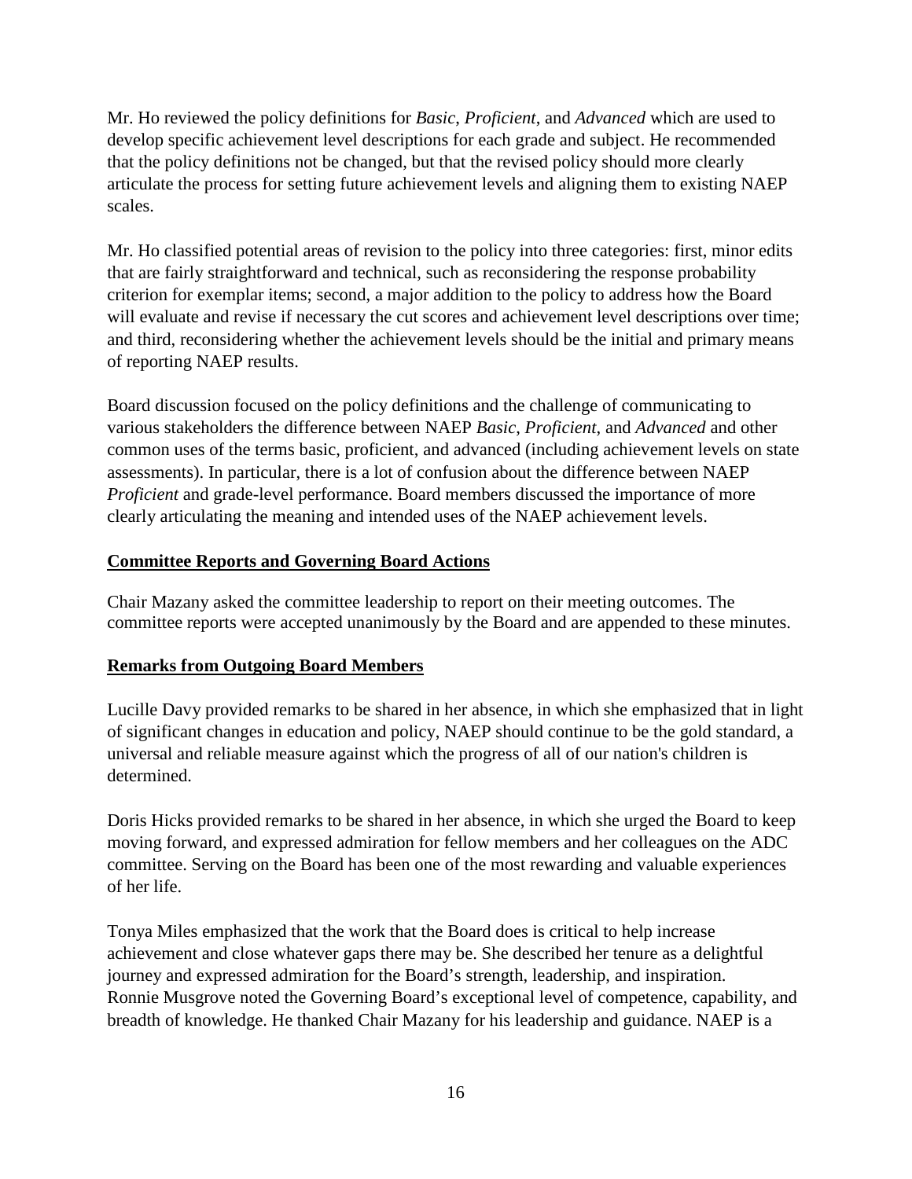Mr. Ho reviewed the policy definitions for *Basic*, *Proficient*, and *Advanced* which are used to develop specific achievement level descriptions for each grade and subject. He recommended that the policy definitions not be changed, but that the revised policy should more clearly articulate the process for setting future achievement levels and aligning them to existing NAEP scales.

Mr. Ho classified potential areas of revision to the policy into three categories: first, minor edits that are fairly straightforward and technical, such as reconsidering the response probability criterion for exemplar items; second, a major addition to the policy to address how the Board will evaluate and revise if necessary the cut scores and achievement level descriptions over time; and third, reconsidering whether the achievement levels should be the initial and primary means of reporting NAEP results.

Board discussion focused on the policy definitions and the challenge of communicating to various stakeholders the difference between NAEP *Basic*, *Proficient*, and *Advanced* and other common uses of the terms basic, proficient, and advanced (including achievement levels on state assessments). In particular, there is a lot of confusion about the difference between NAEP *Proficient* and grade-level performance. Board members discussed the importance of more clearly articulating the meaning and intended uses of the NAEP achievement levels.

## Committee Reports and Governing Board Actions

Chair Mazany asked the committee leadership to report on their meeting outcomes. The committee reports were accepted unanimously by the Board and are appended to these minutes.

## Remarks from Outgoing Board Members

Lucille Davy provided remarks to be shared in her absence, in which she emphasized that in light of significant changes in education and policy, NAEP should continue to be the gold standard, a universal and reliable measure against which the progress of all of our nation's children is determined.

Doris Hicks provided remarks to be shared in her absence, in which she urged the Board to keep moving forward, and expressed admiration for fellow members and her colleagues on the ADC committee. Serving on the Board has been one of the most rewarding and valuable experiences of her life.

Tonya Miles emphasized that the work that the Board does is critical to help increase achievement and close whatever gaps there may be. She described her tenure as a delightful journey and expressed admiration for the Board's strength, leadership, and inspiration. Ronnie Musgrove noted the Governing Board's exceptional level of competence, capability, and breadth of knowledge. He thanked Chair Mazany for his leadership and guidance. NAEP is a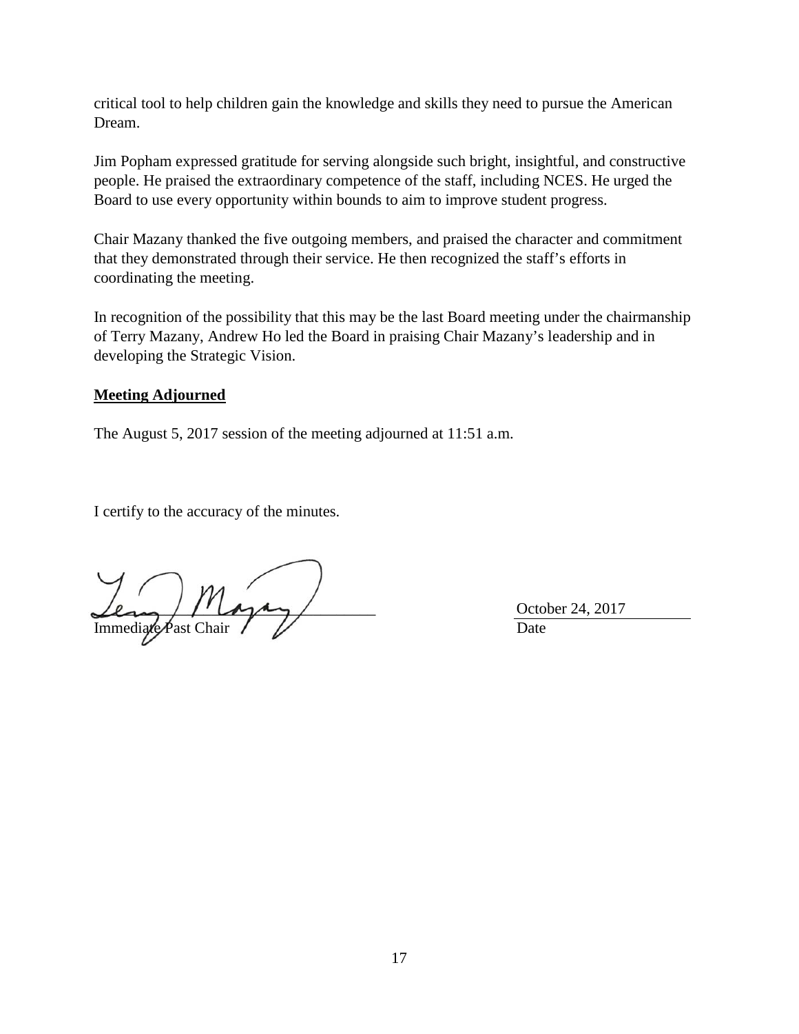critical tool to help children gain the knowledge and skills they need to pursue the American Dream.

Jim Popham expressed gratitude for serving alongside such bright, insightful, and constructive people. He praised the extraordinary competence of the staff, including NCES. He urged the Board to use every opportunity within bounds to aim to improve student progress.

Chair Mazany thanked the five outgoing members, and praised the character and commitment that they demonstrated through their service. He then recognized the staff's efforts in coordinating the meeting.

In recognition of the possibility that this may be the last Board meeting under the chairmanship of Terry Mazany, Andrew Ho led the Board in praising Chair Mazany's leadership and in developing the Strategic Vision.

**Meeting Adjourned**

The August 5, 2017 session of the meeting adjourned at 11:51 a.m.

I certify to the accuracy of the minutes.

| ______________________________ | October 24, 2017 |
|---|---|
| Immediate Past Chair | Date |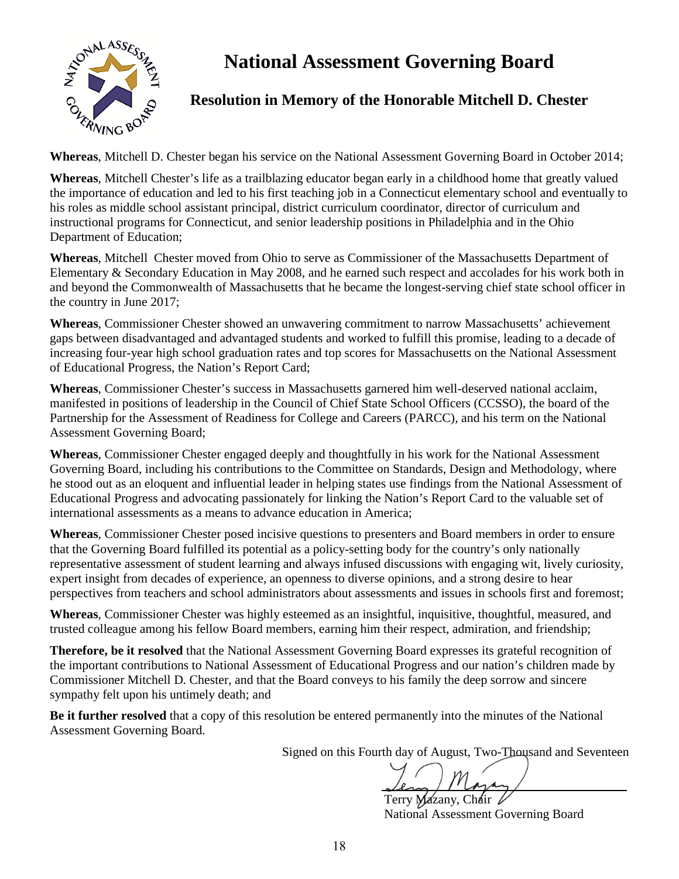# National Assessment Governing Board

## Resolution in Memory of the Honorable Mitchell D. Chester

**Whereas**, Mitchell D. Chester began his service on the National Assessment Governing Board in October 2014;

**Whereas**, Mitchell Chester's life as a trailblazing educator began early in a childhood home that greatly valued the importance of education and led to his first teaching job in a Connecticut elementary school and eventually to his roles as middle school assistant principal, district curriculum coordinator, director of curriculum and instructional programs for Connecticut, and senior leadership positions in Philadelphia and in the Ohio Department of Education;

**Whereas**, Mitchell Chester moved from Ohio to serve as Commissioner of the Massachusetts Department of Elementary & Secondary Education in May 2008, and he earned such respect and accolades for his work both in and beyond the Commonwealth of Massachusetts that he became the longest-serving chief state school officer in the country in June 2017;

**Whereas**, Commissioner Chester showed an unwavering commitment to narrow Massachusetts' achievement gaps between disadvantaged and advantaged students and worked to fulfill this promise, leading to a decade of increasing four-year high school graduation rates and top scores for Massachusetts on the National Assessment of Educational Progress, the Nation's Report Card;

**Whereas**, Commissioner Chester's success in Massachusetts garnered him well-deserved national acclaim, manifested in positions of leadership in the Council of Chief State School Officers (CCSSO), the board of the Partnership for the Assessment of Readiness for College and Careers (PARCC), and his term on the National Assessment Governing Board;

**Whereas**, Commissioner Chester engaged deeply and thoughtfully in his work for the National Assessment Governing Board, including his contributions to the Committee on Standards, Design and Methodology, where he stood out as an eloquent and influential leader in helping states use findings from the National Assessment of Educational Progress and advocating passionately for linking the Nation's Report Card to the valuable set of international assessments as a means to advance education in America;

**Whereas**, Commissioner Chester posed incisive questions to presenters and Board members in order to ensure that the Governing Board fulfilled its potential as a policy-setting body for the country's only nationally representative assessment of student learning and always infused discussions with engaging wit, lively curiosity, expert insight from decades of experience, an openness to diverse opinions, and a strong desire to hear perspectives from teachers and school administrators about assessments and issues in schools first and foremost;

**Whereas**, Commissioner Chester was highly esteemed as an insightful, inquisitive, thoughtful, measured, and trusted colleague among his fellow Board members, earning him their respect, admiration, and friendship;

**Therefore, be it resolved** that the National Assessment Governing Board expresses its grateful recognition of the important contributions to National Assessment of Educational Progress and our nation's children made by Commissioner Mitchell D. Chester, and that the Board conveys to his family the deep sorrow and sincere sympathy felt upon his untimely death; and

**Be it further resolved** that a copy of this resolution be entered permanently into the minutes of the National Assessment Governing Board.

Signed on this Fourth day of August, Two-Thousand and Seventeen

Terry Mazany, Chair
National Assessment Governing Board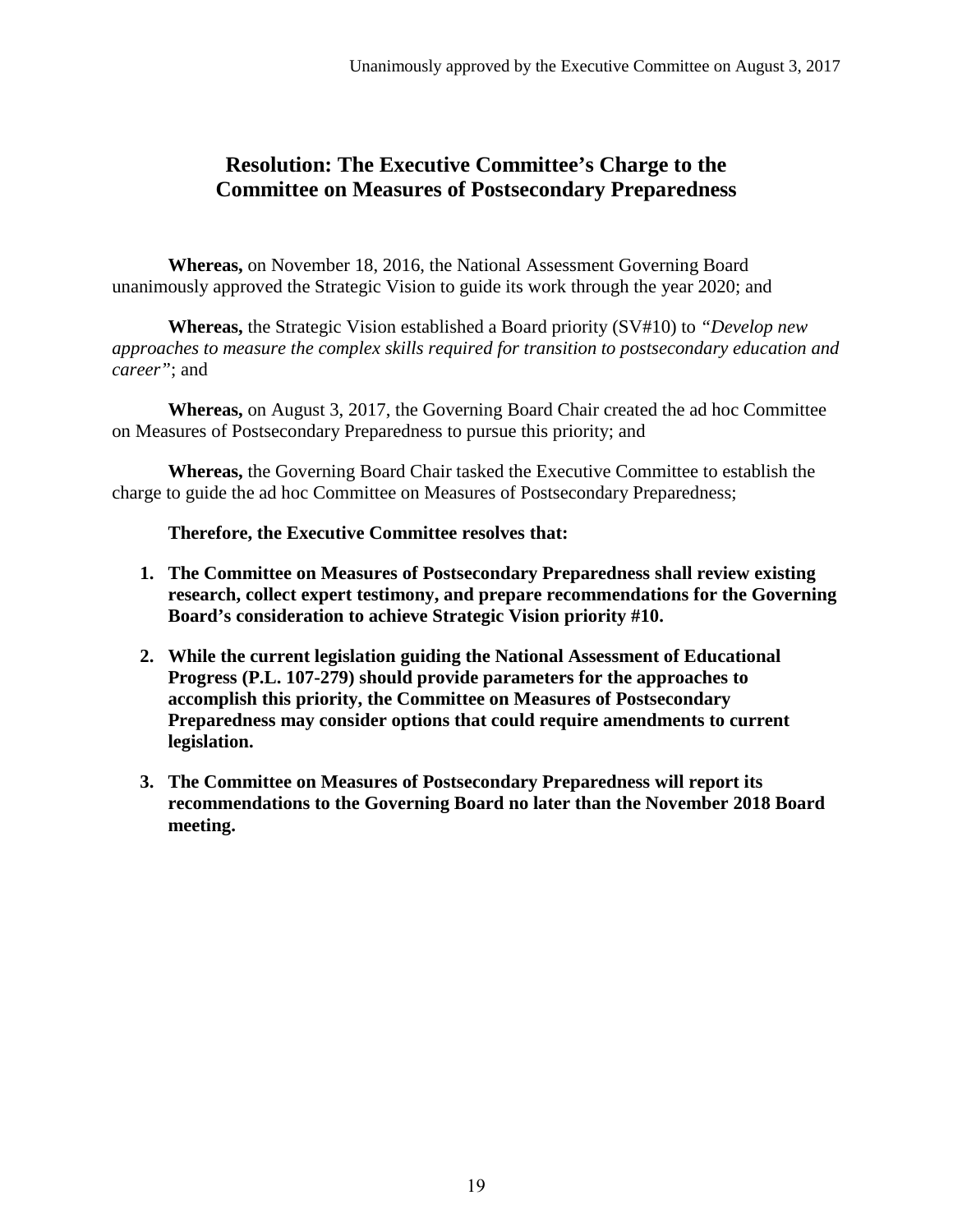Unanimously approved by the Executive Committee on August 3, 2017

## Resolution: The Executive Committee's Charge to the Committee on Measures of Postsecondary Preparedness

**Whereas,** on November 18, 2016, the National Assessment Governing Board unanimously approved the Strategic Vision to guide its work through the year 2020; and

**Whereas,** the Strategic Vision established a Board priority (SV#10) to *"Develop new approaches to measure the complex skills required for transition to postsecondary education and career"*; and

**Whereas,** on August 3, 2017, the Governing Board Chair created the ad hoc Committee on Measures of Postsecondary Preparedness to pursue this priority; and

**Whereas,** the Governing Board Chair tasked the Executive Committee to establish the charge to guide the ad hoc Committee on Measures of Postsecondary Preparedness;

**Therefore, the Executive Committee resolves that:**

1. **The Committee on Measures of Postsecondary Preparedness shall review existing research, collect expert testimony, and prepare recommendations for the Governing Board's consideration to achieve Strategic Vision priority #10.**

2. **While the current legislation guiding the National Assessment of Educational Progress (P.L. 107-279) should provide parameters for the approaches to accomplish this priority, the Committee on Measures of Postsecondary Preparedness may consider options that could require amendments to current legislation.**

3. **The Committee on Measures of Postsecondary Preparedness will report its recommendations to the Governing Board no later than the November 2018 Board meeting.**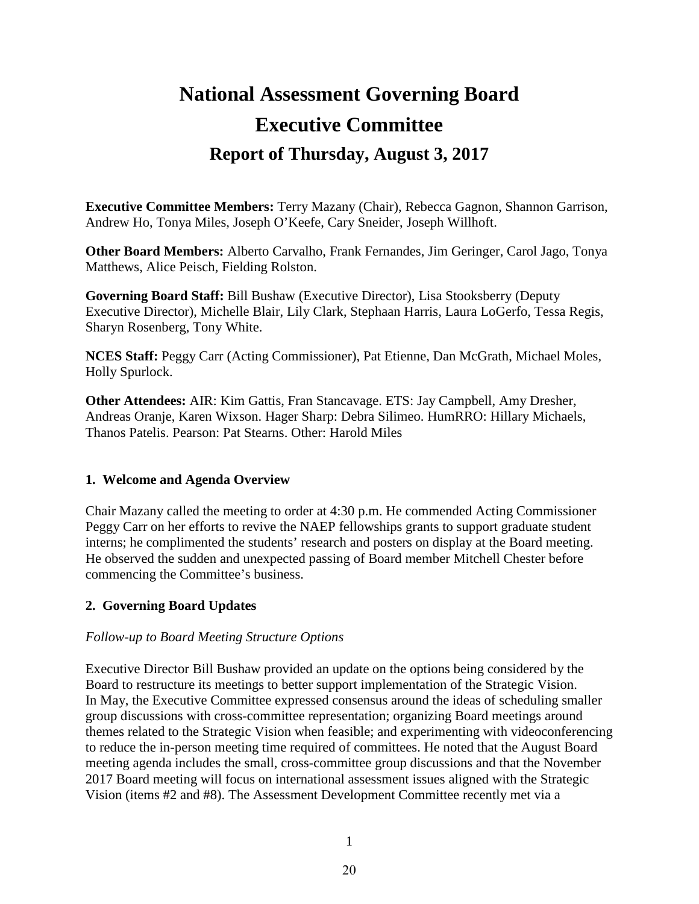# National Assessment Governing Board

# Executive Committee

## Report of Thursday, August 3, 2017

**Executive Committee Members:** Terry Mazany (Chair), Rebecca Gagnon, Shannon Garrison, Andrew Ho, Tonya Miles, Joseph O'Keefe, Cary Sneider, Joseph Willhoft.

**Other Board Members:** Alberto Carvalho, Frank Fernandes, Jim Geringer, Carol Jago, Tonya Matthews, Alice Peisch, Fielding Rolston.

**Governing Board Staff:** Bill Bushaw (Executive Director), Lisa Stooksberry (Deputy Executive Director), Michelle Blair, Lily Clark, Stephaan Harris, Laura LoGerfo, Tessa Regis, Sharyn Rosenberg, Tony White.

**NCES Staff:** Peggy Carr (Acting Commissioner), Pat Etienne, Dan McGrath, Michael Moles, Holly Spurlock.

**Other Attendees:** AIR: Kim Gattis, Fran Stancavage. ETS: Jay Campbell, Amy Dresher, Andreas Oranje, Karen Wixson. Hager Sharp: Debra Silimeo. HumRRO: Hillary Michaels, Thanos Patelis. Pearson: Pat Stearns. Other: Harold Miles

### 1. Welcome and Agenda Overview

Chair Mazany called the meeting to order at 4:30 p.m. He commended Acting Commissioner Peggy Carr on her efforts to revive the NAEP fellowships grants to support graduate student interns; he complimented the students' research and posters on display at the Board meeting. He observed the sudden and unexpected passing of Board member Mitchell Chester before commencing the Committee's business.

### 2. Governing Board Updates

*Follow-up to Board Meeting Structure Options*

Executive Director Bill Bushaw provided an update on the options being considered by the Board to restructure its meetings to better support implementation of the Strategic Vision. In May, the Executive Committee expressed consensus around the ideas of scheduling smaller group discussions with cross-committee representation; organizing Board meetings around themes related to the Strategic Vision when feasible; and experimenting with videoconferencing to reduce the in-person meeting time required of committees. He noted that the August Board meeting agenda includes the small, cross-committee group discussions and that the November 2017 Board meeting will focus on international assessment issues aligned with the Strategic Vision (items #2 and #8). The Assessment Development Committee recently met via a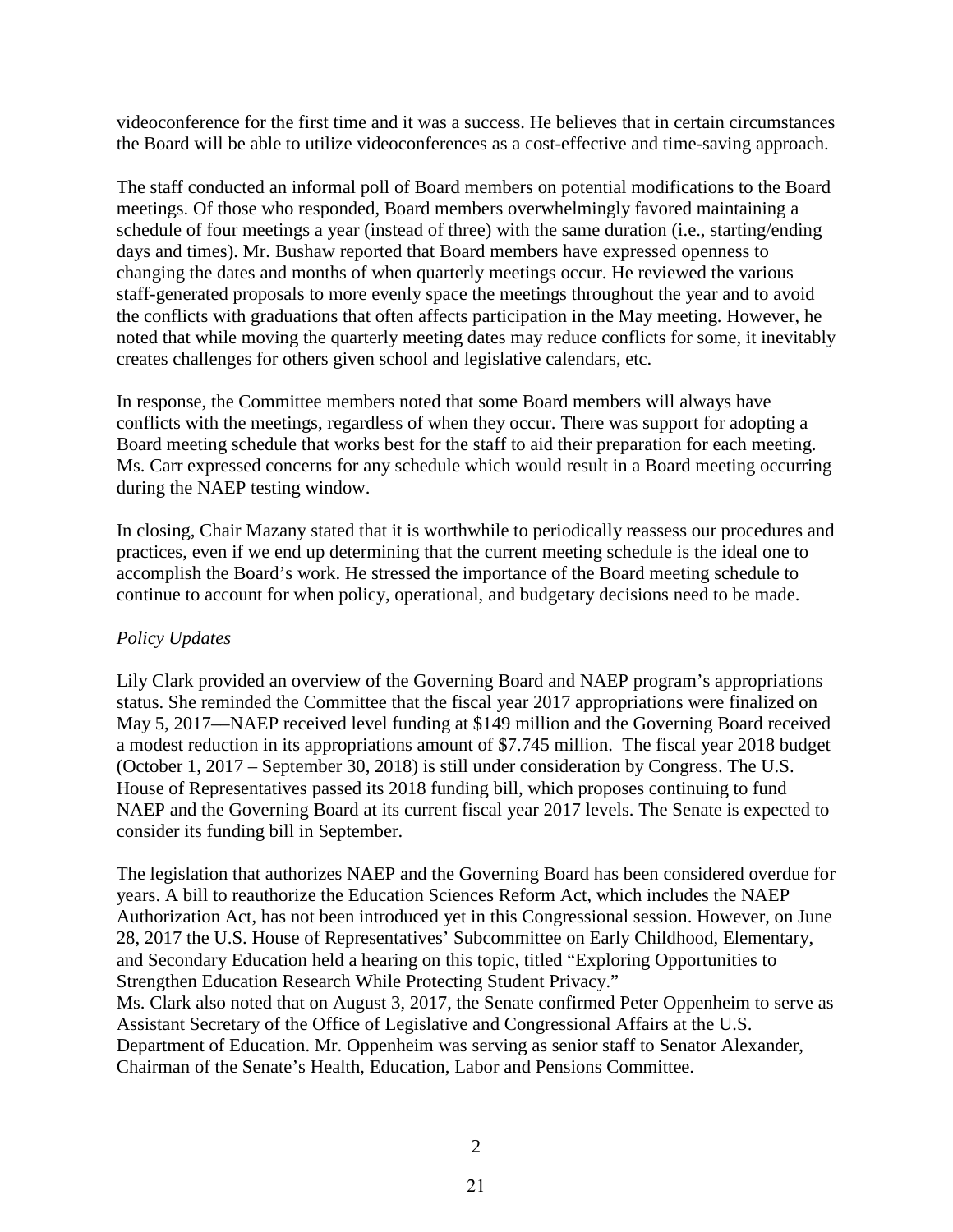videoconference for the first time and it was a success. He believes that in certain circumstances the Board will be able to utilize videoconferences as a cost-effective and time-saving approach.

The staff conducted an informal poll of Board members on potential modifications to the Board meetings. Of those who responded, Board members overwhelmingly favored maintaining a schedule of four meetings a year (instead of three) with the same duration (i.e., starting/ending days and times). Mr. Bushaw reported that Board members have expressed openness to changing the dates and months of when quarterly meetings occur. He reviewed the various staff-generated proposals to more evenly space the meetings throughout the year and to avoid the conflicts with graduations that often affects participation in the May meeting. However, he noted that while moving the quarterly meeting dates may reduce conflicts for some, it inevitably creates challenges for others given school and legislative calendars, etc.

In response, the Committee members noted that some Board members will always have conflicts with the meetings, regardless of when they occur. There was support for adopting a Board meeting schedule that works best for the staff to aid their preparation for each meeting. Ms. Carr expressed concerns for any schedule which would result in a Board meeting occurring during the NAEP testing window.

In closing, Chair Mazany stated that it is worthwhile to periodically reassess our procedures and practices, even if we end up determining that the current meeting schedule is the ideal one to accomplish the Board's work. He stressed the importance of the Board meeting schedule to continue to account for when policy, operational, and budgetary decisions need to be made.

*Policy Updates*

Lily Clark provided an overview of the Governing Board and NAEP program's appropriations status. She reminded the Committee that the fiscal year 2017 appropriations were finalized on May 5, 2017—NAEP received level funding at $149 million and the Governing Board received a modest reduction in its appropriations amount of $7.745 million. The fiscal year 2018 budget (October 1, 2017 – September 30, 2018) is still under consideration by Congress. The U.S. House of Representatives passed its 2018 funding bill, which proposes continuing to fund NAEP and the Governing Board at its current fiscal year 2017 levels. The Senate is expected to consider its funding bill in September.

The legislation that authorizes NAEP and the Governing Board has been considered overdue for years. A bill to reauthorize the Education Sciences Reform Act, which includes the NAEP Authorization Act, has not been introduced yet in this Congressional session. However, on June 28, 2017 the U.S. House of Representatives' Subcommittee on Early Childhood, Elementary, and Secondary Education held a hearing on this topic, titled "Exploring Opportunities to Strengthen Education Research While Protecting Student Privacy."
Ms. Clark also noted that on August 3, 2017, the Senate confirmed Peter Oppenheim to serve as Assistant Secretary of the Office of Legislative and Congressional Affairs at the U.S. Department of Education. Mr. Oppenheim was serving as senior staff to Senator Alexander, Chairman of the Senate's Health, Education, Labor and Pensions Committee.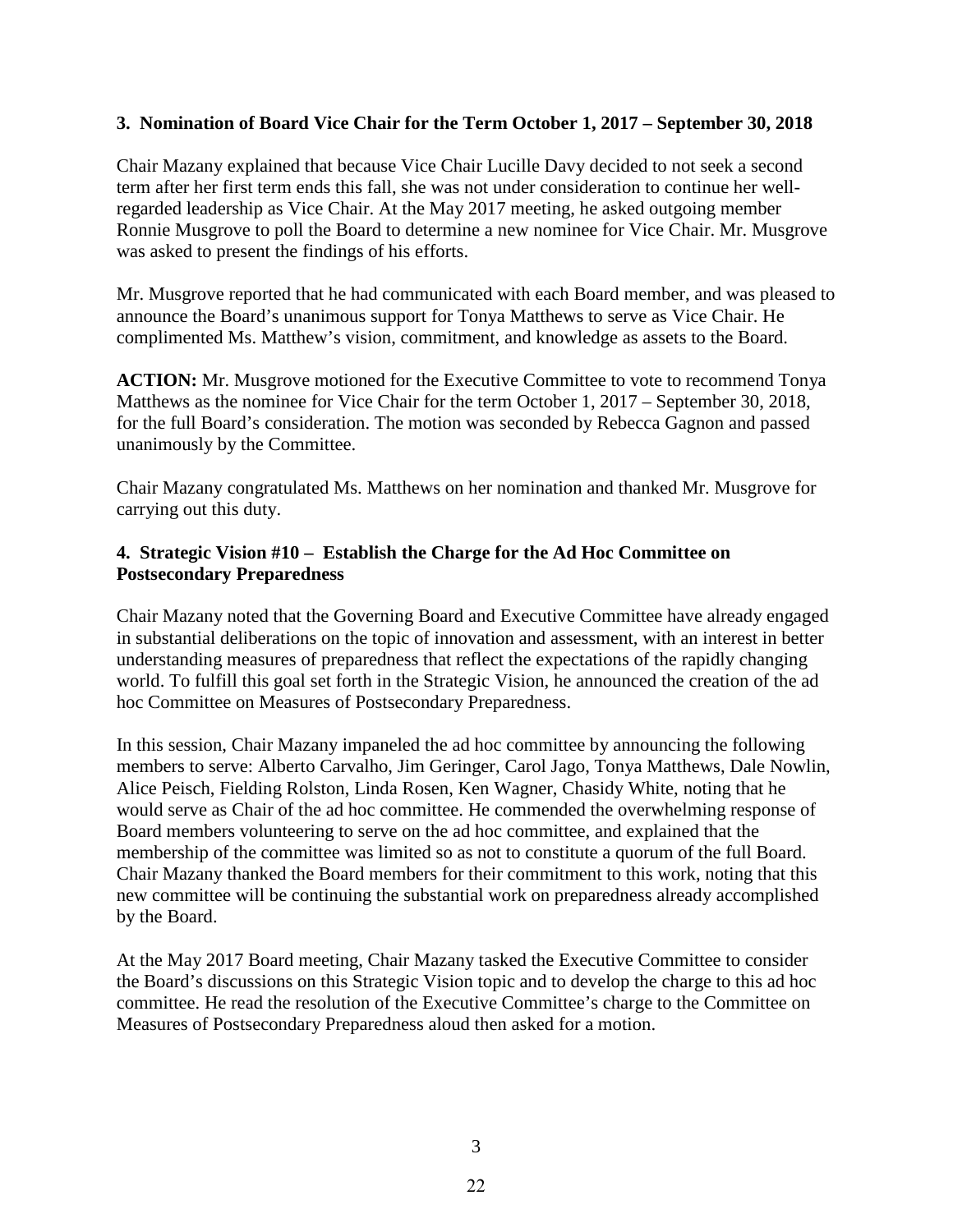**3. Nomination of Board Vice Chair for the Term October 1, 2017 – September 30, 2018**

Chair Mazany explained that because Vice Chair Lucille Davy decided to not seek a second term after her first term ends this fall, she was not under consideration to continue her well-regarded leadership as Vice Chair. At the May 2017 meeting, he asked outgoing member Ronnie Musgrove to poll the Board to determine a new nominee for Vice Chair. Mr. Musgrove was asked to present the findings of his efforts.

Mr. Musgrove reported that he had communicated with each Board member, and was pleased to announce the Board's unanimous support for Tonya Matthews to serve as Vice Chair. He complimented Ms. Matthew's vision, commitment, and knowledge as assets to the Board.

**ACTION:** Mr. Musgrove motioned for the Executive Committee to vote to recommend Tonya Matthews as the nominee for Vice Chair for the term October 1, 2017 – September 30, 2018, for the full Board's consideration. The motion was seconded by Rebecca Gagnon and passed unanimously by the Committee.

Chair Mazany congratulated Ms. Matthews on her nomination and thanked Mr. Musgrove for carrying out this duty.

**4. Strategic Vision #10 – Establish the Charge for the Ad Hoc Committee on Postsecondary Preparedness**

Chair Mazany noted that the Governing Board and Executive Committee have already engaged in substantial deliberations on the topic of innovation and assessment, with an interest in better understanding measures of preparedness that reflect the expectations of the rapidly changing world. To fulfill this goal set forth in the Strategic Vision, he announced the creation of the ad hoc Committee on Measures of Postsecondary Preparedness.

In this session, Chair Mazany impaneled the ad hoc committee by announcing the following members to serve: Alberto Carvalho, Jim Geringer, Carol Jago, Tonya Matthews, Dale Nowlin, Alice Peisch, Fielding Rolston, Linda Rosen, Ken Wagner, Chasidy White, noting that he would serve as Chair of the ad hoc committee. He commended the overwhelming response of Board members volunteering to serve on the ad hoc committee, and explained that the membership of the committee was limited so as not to constitute a quorum of the full Board. Chair Mazany thanked the Board members for their commitment to this work, noting that this new committee will be continuing the substantial work on preparedness already accomplished by the Board.

At the May 2017 Board meeting, Chair Mazany tasked the Executive Committee to consider the Board's discussions on this Strategic Vision topic and to develop the charge to this ad hoc committee. He read the resolution of the Executive Committee's charge to the Committee on Measures of Postsecondary Preparedness aloud then asked for a motion.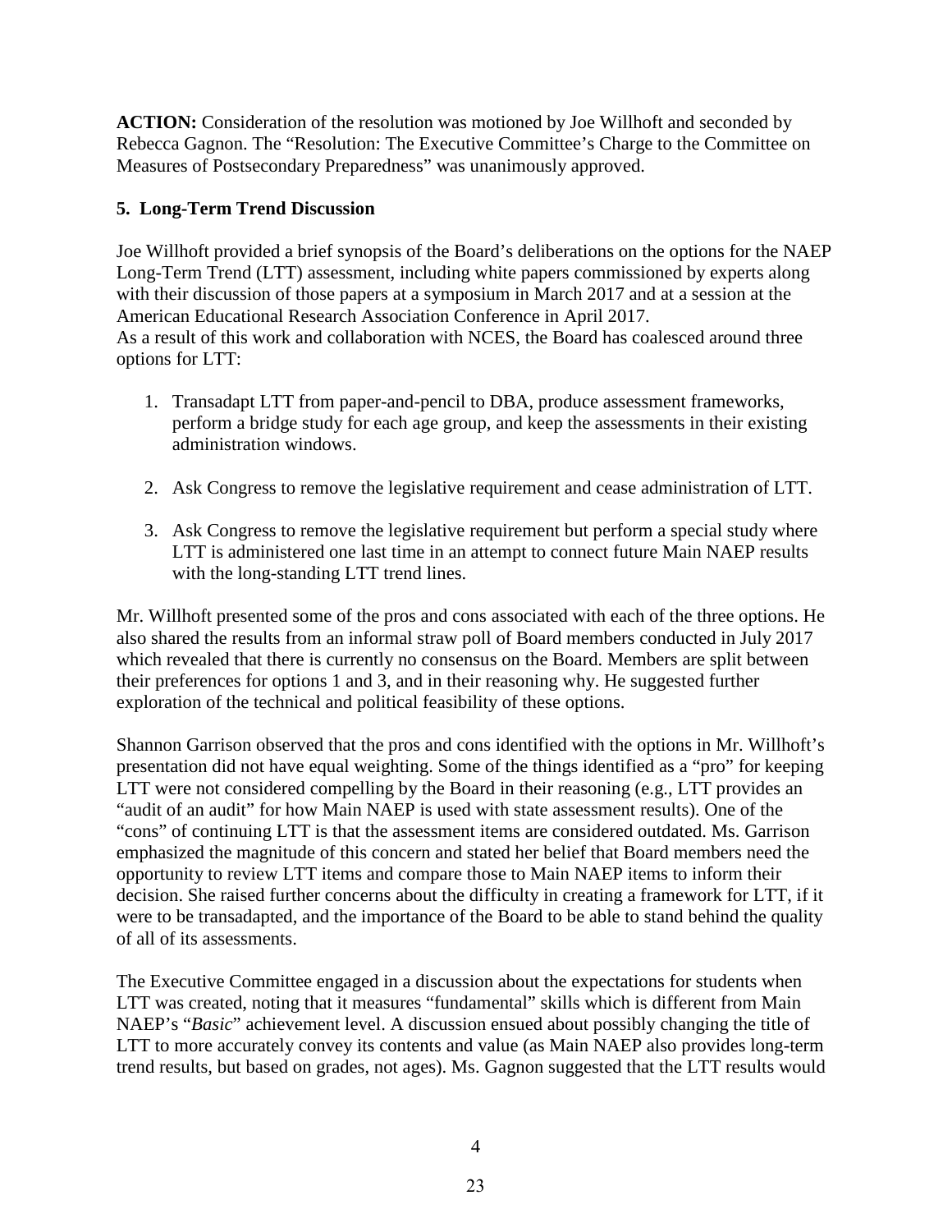**ACTION:** Consideration of the resolution was motioned by Joe Willhoft and seconded by Rebecca Gagnon. The "Resolution: The Executive Committee's Charge to the Committee on Measures of Postsecondary Preparedness" was unanimously approved.

**5. Long-Term Trend Discussion**

Joe Willhoft provided a brief synopsis of the Board's deliberations on the options for the NAEP Long-Term Trend (LTT) assessment, including white papers commissioned by experts along with their discussion of those papers at a symposium in March 2017 and at a session at the American Educational Research Association Conference in April 2017.
As a result of this work and collaboration with NCES, the Board has coalesced around three options for LTT:

1. Transadapt LTT from paper-and-pencil to DBA, produce assessment frameworks, perform a bridge study for each age group, and keep the assessments in their existing administration windows.

2. Ask Congress to remove the legislative requirement and cease administration of LTT.

3. Ask Congress to remove the legislative requirement but perform a special study where LTT is administered one last time in an attempt to connect future Main NAEP results with the long-standing LTT trend lines.

Mr. Willhoft presented some of the pros and cons associated with each of the three options. He also shared the results from an informal straw poll of Board members conducted in July 2017 which revealed that there is currently no consensus on the Board. Members are split between their preferences for options 1 and 3, and in their reasoning why. He suggested further exploration of the technical and political feasibility of these options.

Shannon Garrison observed that the pros and cons identified with the options in Mr. Willhoft's presentation did not have equal weighting. Some of the things identified as a "pro" for keeping LTT were not considered compelling by the Board in their reasoning (e.g., LTT provides an "audit of an audit" for how Main NAEP is used with state assessment results). One of the "cons" of continuing LTT is that the assessment items are considered outdated. Ms. Garrison emphasized the magnitude of this concern and stated her belief that Board members need the opportunity to review LTT items and compare those to Main NAEP items to inform their decision. She raised further concerns about the difficulty in creating a framework for LTT, if it were to be transadapted, and the importance of the Board to be able to stand behind the quality of all of its assessments.

The Executive Committee engaged in a discussion about the expectations for students when LTT was created, noting that it measures "fundamental" skills which is different from Main NAEP's "*Basic*" achievement level. A discussion ensued about possibly changing the title of LTT to more accurately convey its contents and value (as Main NAEP also provides long-term trend results, but based on grades, not ages). Ms. Gagnon suggested that the LTT results would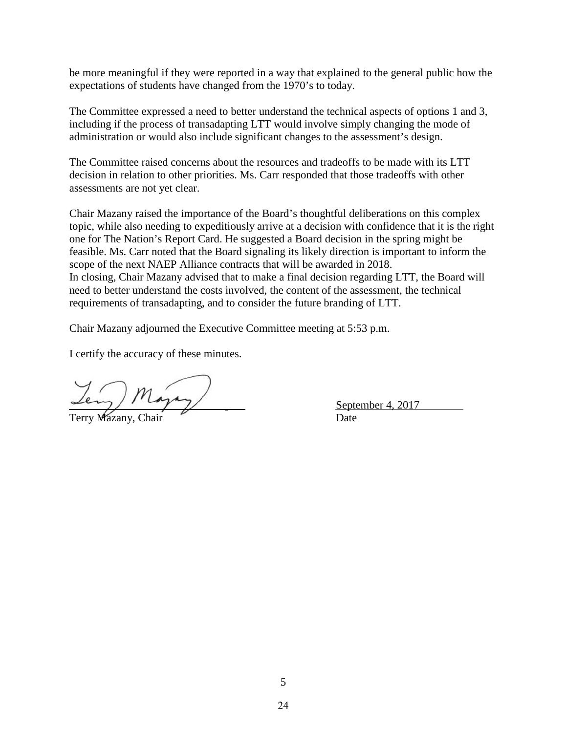be more meaningful if they were reported in a way that explained to the general public how the expectations of students have changed from the 1970's to today.

The Committee expressed a need to better understand the technical aspects of options 1 and 3, including if the process of transadapting LTT would involve simply changing the mode of administration or would also include significant changes to the assessment's design.

The Committee raised concerns about the resources and tradeoffs to be made with its LTT decision in relation to other priorities. Ms. Carr responded that those tradeoffs with other assessments are not yet clear.

Chair Mazany raised the importance of the Board's thoughtful deliberations on this complex topic, while also needing to expeditiously arrive at a decision with confidence that it is the right one for The Nation's Report Card. He suggested a Board decision in the spring might be feasible. Ms. Carr noted that the Board signaling its likely direction is important to inform the scope of the next NAEP Alliance contracts that will be awarded in 2018.
In closing, Chair Mazany advised that to make a final decision regarding LTT, the Board will need to better understand the costs involved, the content of the assessment, the technical requirements of transadapting, and to consider the future branding of LTT.

Chair Mazany adjourned the Executive Committee meeting at 5:53 p.m.

I certify the accuracy of these minutes.

Terry Mazany, Chair

September 4, 2017
Date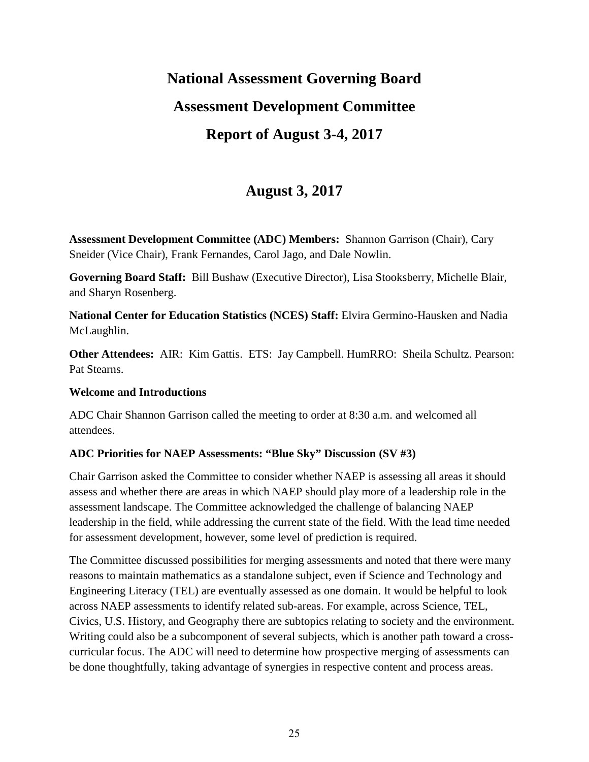# National Assessment Governing Board

# Assessment Development Committee

# Report of August 3-4, 2017

## August 3, 2017

**Assessment Development Committee (ADC) Members:** Shannon Garrison (Chair), Cary Sneider (Vice Chair), Frank Fernandes, Carol Jago, and Dale Nowlin.

**Governing Board Staff:** Bill Bushaw (Executive Director), Lisa Stooksberry, Michelle Blair, and Sharyn Rosenberg.

**National Center for Education Statistics (NCES) Staff:** Elvira Germino-Hausken and Nadia McLaughlin.

**Other Attendees:** AIR: Kim Gattis. ETS: Jay Campbell. HumRRO: Sheila Schultz. Pearson: Pat Stearns.

**Welcome and Introductions**

ADC Chair Shannon Garrison called the meeting to order at 8:30 a.m. and welcomed all attendees.

**ADC Priorities for NAEP Assessments: "Blue Sky" Discussion (SV #3)**

Chair Garrison asked the Committee to consider whether NAEP is assessing all areas it should assess and whether there are areas in which NAEP should play more of a leadership role in the assessment landscape. The Committee acknowledged the challenge of balancing NAEP leadership in the field, while addressing the current state of the field. With the lead time needed for assessment development, however, some level of prediction is required.

The Committee discussed possibilities for merging assessments and noted that there were many reasons to maintain mathematics as a standalone subject, even if Science and Technology and Engineering Literacy (TEL) are eventually assessed as one domain. It would be helpful to look across NAEP assessments to identify related sub-areas. For example, across Science, TEL, Civics, U.S. History, and Geography there are subtopics relating to society and the environment. Writing could also be a subcomponent of several subjects, which is another path toward a cross-curricular focus. The ADC will need to determine how prospective merging of assessments can be done thoughtfully, taking advantage of synergies in respective content and process areas.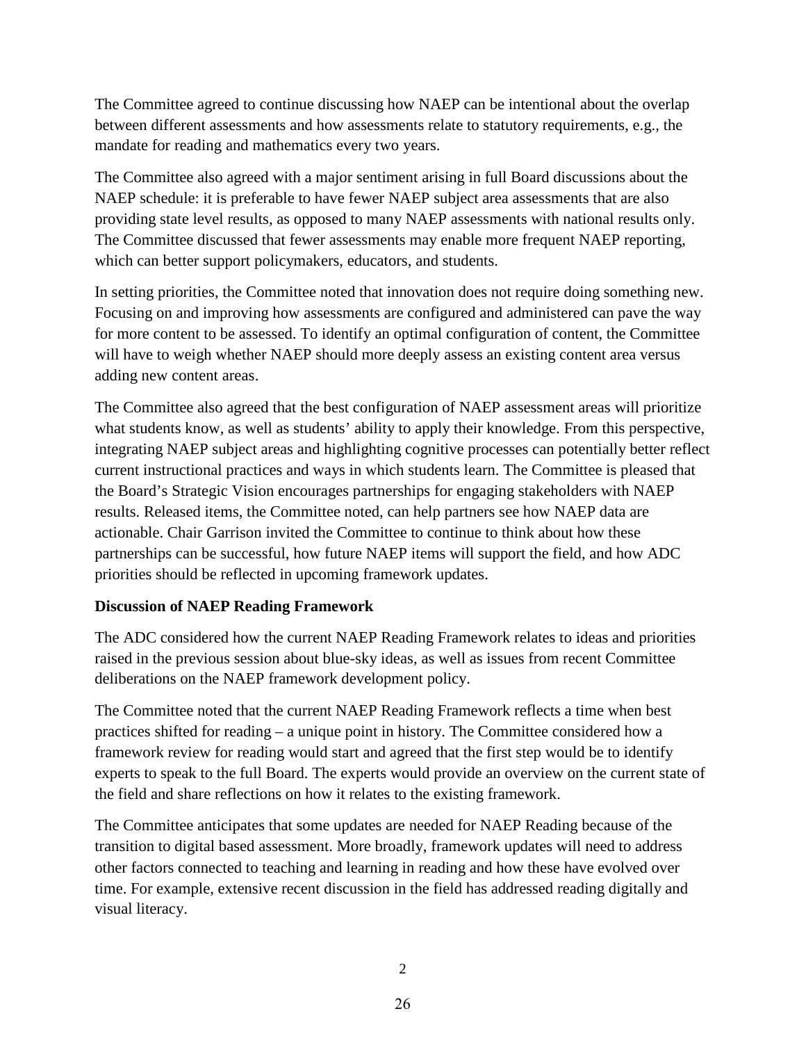The Committee agreed to continue discussing how NAEP can be intentional about the overlap between different assessments and how assessments relate to statutory requirements, e.g., the mandate for reading and mathematics every two years.

The Committee also agreed with a major sentiment arising in full Board discussions about the NAEP schedule: it is preferable to have fewer NAEP subject area assessments that are also providing state level results, as opposed to many NAEP assessments with national results only. The Committee discussed that fewer assessments may enable more frequent NAEP reporting, which can better support policymakers, educators, and students.

In setting priorities, the Committee noted that innovation does not require doing something new. Focusing on and improving how assessments are configured and administered can pave the way for more content to be assessed. To identify an optimal configuration of content, the Committee will have to weigh whether NAEP should more deeply assess an existing content area versus adding new content areas.

The Committee also agreed that the best configuration of NAEP assessment areas will prioritize what students know, as well as students' ability to apply their knowledge. From this perspective, integrating NAEP subject areas and highlighting cognitive processes can potentially better reflect current instructional practices and ways in which students learn. The Committee is pleased that the Board's Strategic Vision encourages partnerships for engaging stakeholders with NAEP results. Released items, the Committee noted, can help partners see how NAEP data are actionable. Chair Garrison invited the Committee to continue to think about how these partnerships can be successful, how future NAEP items will support the field, and how ADC priorities should be reflected in upcoming framework updates.

**Discussion of NAEP Reading Framework**

The ADC considered how the current NAEP Reading Framework relates to ideas and priorities raised in the previous session about blue-sky ideas, as well as issues from recent Committee deliberations on the NAEP framework development policy.

The Committee noted that the current NAEP Reading Framework reflects a time when best practices shifted for reading – a unique point in history. The Committee considered how a framework review for reading would start and agreed that the first step would be to identify experts to speak to the full Board. The experts would provide an overview on the current state of the field and share reflections on how it relates to the existing framework.

The Committee anticipates that some updates are needed for NAEP Reading because of the transition to digital based assessment. More broadly, framework updates will need to address other factors connected to teaching and learning in reading and how these have evolved over time. For example, extensive recent discussion in the field has addressed reading digitally and visual literacy.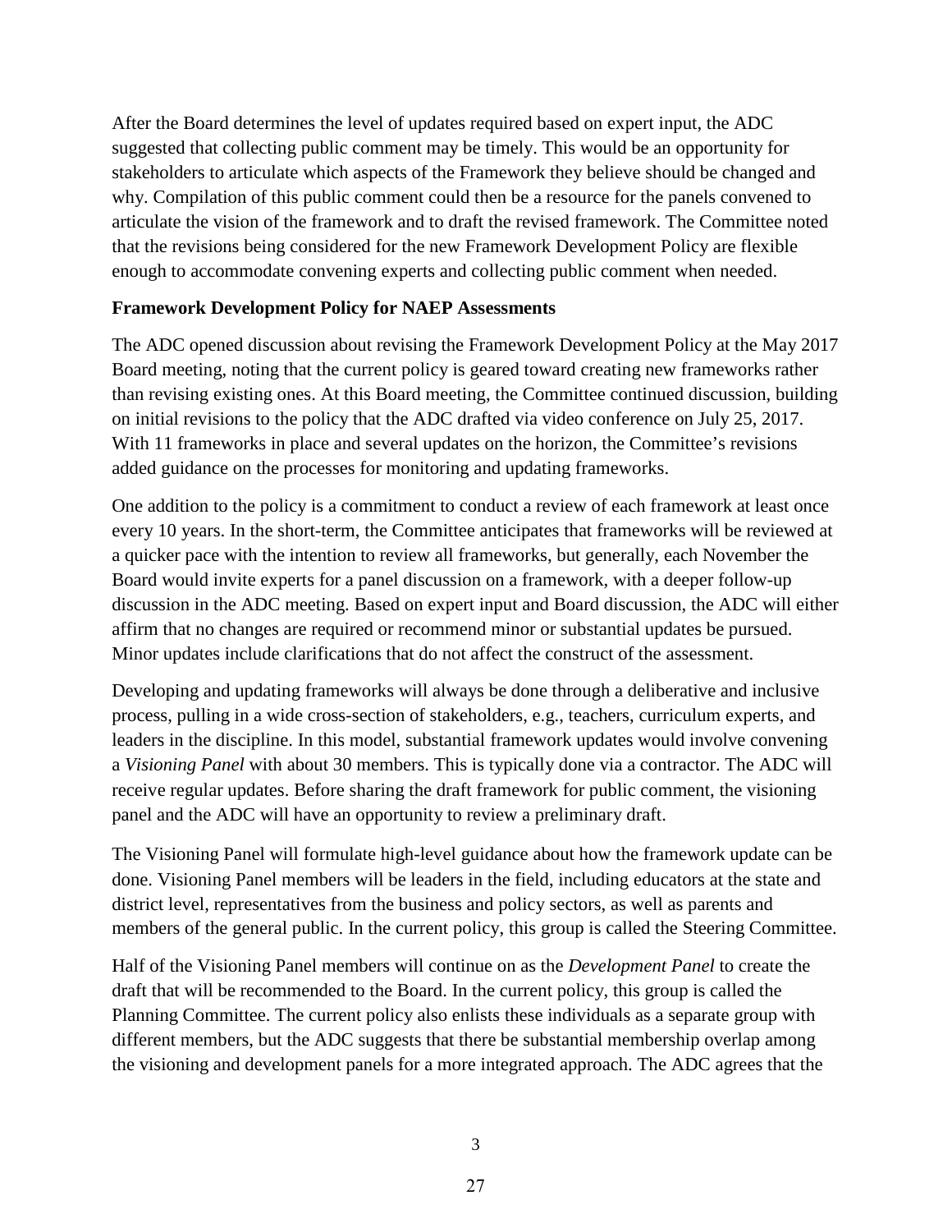After the Board determines the level of updates required based on expert input, the ADC suggested that collecting public comment may be timely. This would be an opportunity for stakeholders to articulate which aspects of the Framework they believe should be changed and why. Compilation of this public comment could then be a resource for the panels convened to articulate the vision of the framework and to draft the revised framework. The Committee noted that the revisions being considered for the new Framework Development Policy are flexible enough to accommodate convening experts and collecting public comment when needed.

**Framework Development Policy for NAEP Assessments**

The ADC opened discussion about revising the Framework Development Policy at the May 2017 Board meeting, noting that the current policy is geared toward creating new frameworks rather than revising existing ones. At this Board meeting, the Committee continued discussion, building on initial revisions to the policy that the ADC drafted via video conference on July 25, 2017. With 11 frameworks in place and several updates on the horizon, the Committee's revisions added guidance on the processes for monitoring and updating frameworks.

One addition to the policy is a commitment to conduct a review of each framework at least once every 10 years. In the short-term, the Committee anticipates that frameworks will be reviewed at a quicker pace with the intention to review all frameworks, but generally, each November the Board would invite experts for a panel discussion on a framework, with a deeper follow-up discussion in the ADC meeting. Based on expert input and Board discussion, the ADC will either affirm that no changes are required or recommend minor or substantial updates be pursued. Minor updates include clarifications that do not affect the construct of the assessment.

Developing and updating frameworks will always be done through a deliberative and inclusive process, pulling in a wide cross-section of stakeholders, e.g., teachers, curriculum experts, and leaders in the discipline. In this model, substantial framework updates would involve convening a *Visioning Panel* with about 30 members. This is typically done via a contractor. The ADC will receive regular updates. Before sharing the draft framework for public comment, the visioning panel and the ADC will have an opportunity to review a preliminary draft.

The Visioning Panel will formulate high-level guidance about how the framework update can be done. Visioning Panel members will be leaders in the field, including educators at the state and district level, representatives from the business and policy sectors, as well as parents and members of the general public. In the current policy, this group is called the Steering Committee.

Half of the Visioning Panel members will continue on as the *Development Panel* to create the draft that will be recommended to the Board. In the current policy, this group is called the Planning Committee. The current policy also enlists these individuals as a separate group with different members, but the ADC suggests that there be substantial membership overlap among the visioning and development panels for a more integrated approach. The ADC agrees that the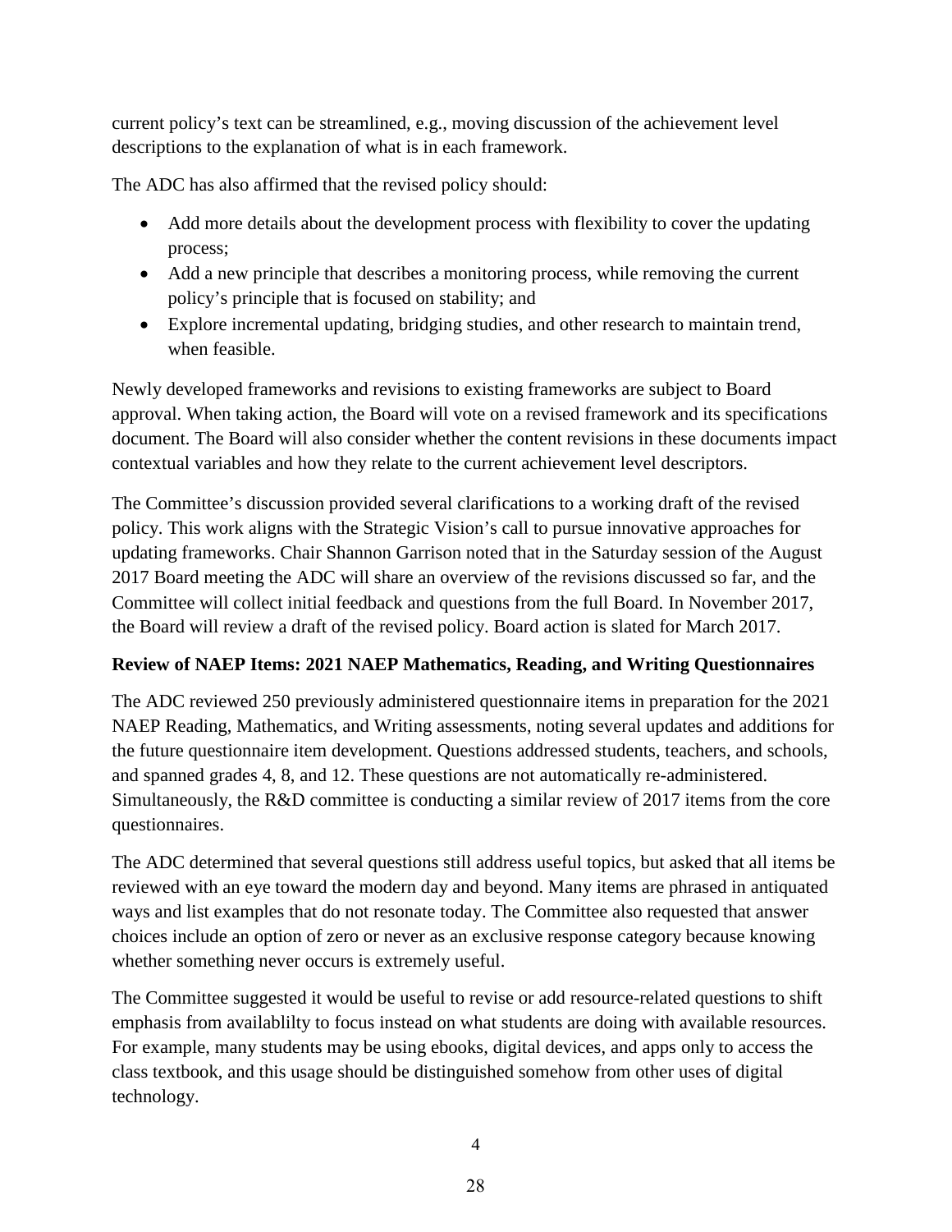current policy's text can be streamlined, e.g., moving discussion of the achievement level descriptions to the explanation of what is in each framework.

The ADC has also affirmed that the revised policy should:

- Add more details about the development process with flexibility to cover the updating process;
- Add a new principle that describes a monitoring process, while removing the current policy's principle that is focused on stability; and
- Explore incremental updating, bridging studies, and other research to maintain trend, when feasible.

Newly developed frameworks and revisions to existing frameworks are subject to Board approval. When taking action, the Board will vote on a revised framework and its specifications document. The Board will also consider whether the content revisions in these documents impact contextual variables and how they relate to the current achievement level descriptors.

The Committee's discussion provided several clarifications to a working draft of the revised policy. This work aligns with the Strategic Vision's call to pursue innovative approaches for updating frameworks. Chair Shannon Garrison noted that in the Saturday session of the August 2017 Board meeting the ADC will share an overview of the revisions discussed so far, and the Committee will collect initial feedback and questions from the full Board. In November 2017, the Board will review a draft of the revised policy. Board action is slated for March 2017.

**Review of NAEP Items: 2021 NAEP Mathematics, Reading, and Writing Questionnaires**

The ADC reviewed 250 previously administered questionnaire items in preparation for the 2021 NAEP Reading, Mathematics, and Writing assessments, noting several updates and additions for the future questionnaire item development. Questions addressed students, teachers, and schools, and spanned grades 4, 8, and 12. These questions are not automatically re-administered. Simultaneously, the R&D committee is conducting a similar review of 2017 items from the core questionnaires.

The ADC determined that several questions still address useful topics, but asked that all items be reviewed with an eye toward the modern day and beyond. Many items are phrased in antiquated ways and list examples that do not resonate today. The Committee also requested that answer choices include an option of zero or never as an exclusive response category because knowing whether something never occurs is extremely useful.

The Committee suggested it would be useful to revise or add resource-related questions to shift emphasis from availablilty to focus instead on what students are doing with available resources. For example, many students may be using ebooks, digital devices, and apps only to access the class textbook, and this usage should be distinguished somehow from other uses of digital technology.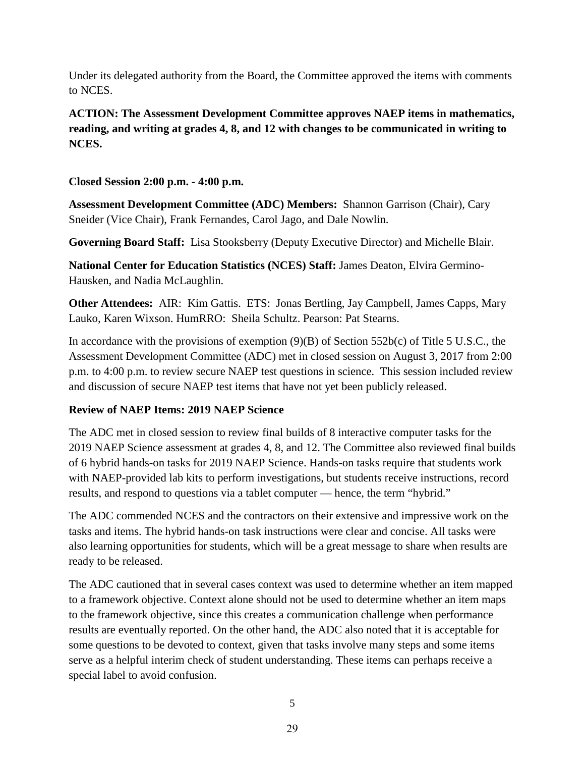Under its delegated authority from the Board, the Committee approved the items with comments to NCES.

**ACTION: The Assessment Development Committee approves NAEP items in mathematics, reading, and writing at grades 4, 8, and 12 with changes to be communicated in writing to NCES.**

**Closed Session 2:00 p.m. - 4:00 p.m.**

**Assessment Development Committee (ADC) Members:** Shannon Garrison (Chair), Cary Sneider (Vice Chair), Frank Fernandes, Carol Jago, and Dale Nowlin.

**Governing Board Staff:** Lisa Stooksberry (Deputy Executive Director) and Michelle Blair.

**National Center for Education Statistics (NCES) Staff:** James Deaton, Elvira Germino-Hausken, and Nadia McLaughlin.

**Other Attendees:** AIR: Kim Gattis. ETS: Jonas Bertling, Jay Campbell, James Capps, Mary Lauko, Karen Wixson. HumRRO: Sheila Schultz. Pearson: Pat Stearns.

In accordance with the provisions of exemption (9)(B) of Section 552b(c) of Title 5 U.S.C., the Assessment Development Committee (ADC) met in closed session on August 3, 2017 from 2:00 p.m. to 4:00 p.m. to review secure NAEP test questions in science. This session included review and discussion of secure NAEP test items that have not yet been publicly released.

**Review of NAEP Items: 2019 NAEP Science**

The ADC met in closed session to review final builds of 8 interactive computer tasks for the 2019 NAEP Science assessment at grades 4, 8, and 12. The Committee also reviewed final builds of 6 hybrid hands-on tasks for 2019 NAEP Science. Hands-on tasks require that students work with NAEP-provided lab kits to perform investigations, but students receive instructions, record results, and respond to questions via a tablet computer — hence, the term "hybrid."

The ADC commended NCES and the contractors on their extensive and impressive work on the tasks and items. The hybrid hands-on task instructions were clear and concise. All tasks were also learning opportunities for students, which will be a great message to share when results are ready to be released.

The ADC cautioned that in several cases context was used to determine whether an item mapped to a framework objective. Context alone should not be used to determine whether an item maps to the framework objective, since this creates a communication challenge when performance results are eventually reported. On the other hand, the ADC also noted that it is acceptable for some questions to be devoted to context, given that tasks involve many steps and some items serve as a helpful interim check of student understanding. These items can perhaps receive a special label to avoid confusion.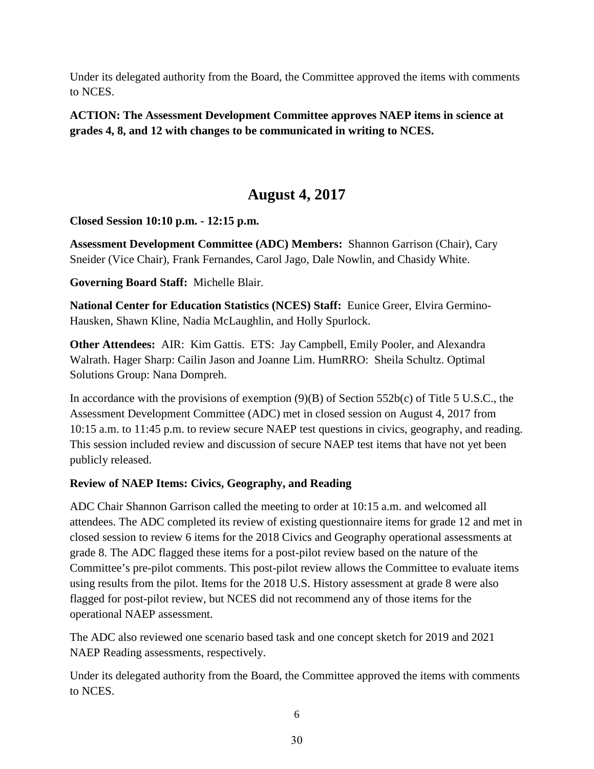Under its delegated authority from the Board, the Committee approved the items with comments to NCES.

**ACTION: The Assessment Development Committee approves NAEP items in science at grades 4, 8, and 12 with changes to be communicated in writing to NCES.**

## August 4, 2017

**Closed Session 10:10 p.m. - 12:15 p.m.**

**Assessment Development Committee (ADC) Members:** Shannon Garrison (Chair), Cary Sneider (Vice Chair), Frank Fernandes, Carol Jago, Dale Nowlin, and Chasidy White.

**Governing Board Staff:** Michelle Blair.

**National Center for Education Statistics (NCES) Staff:** Eunice Greer, Elvira Germino-Hausken, Shawn Kline, Nadia McLaughlin, and Holly Spurlock.

**Other Attendees:** AIR: Kim Gattis. ETS: Jay Campbell, Emily Pooler, and Alexandra Walrath. Hager Sharp: Cailin Jason and Joanne Lim. HumRRO: Sheila Schultz. Optimal Solutions Group: Nana Dompreh.

In accordance with the provisions of exemption (9)(B) of Section 552b(c) of Title 5 U.S.C., the Assessment Development Committee (ADC) met in closed session on August 4, 2017 from 10:15 a.m. to 11:45 p.m. to review secure NAEP test questions in civics, geography, and reading. This session included review and discussion of secure NAEP test items that have not yet been publicly released.

**Review of NAEP Items: Civics, Geography, and Reading**

ADC Chair Shannon Garrison called the meeting to order at 10:15 a.m. and welcomed all attendees. The ADC completed its review of existing questionnaire items for grade 12 and met in closed session to review 6 items for the 2018 Civics and Geography operational assessments at grade 8. The ADC flagged these items for a post-pilot review based on the nature of the Committee's pre-pilot comments. This post-pilot review allows the Committee to evaluate items using results from the pilot. Items for the 2018 U.S. History assessment at grade 8 were also flagged for post-pilot review, but NCES did not recommend any of those items for the operational NAEP assessment.

The ADC also reviewed one scenario based task and one concept sketch for 2019 and 2021 NAEP Reading assessments, respectively.

Under its delegated authority from the Board, the Committee approved the items with comments to NCES.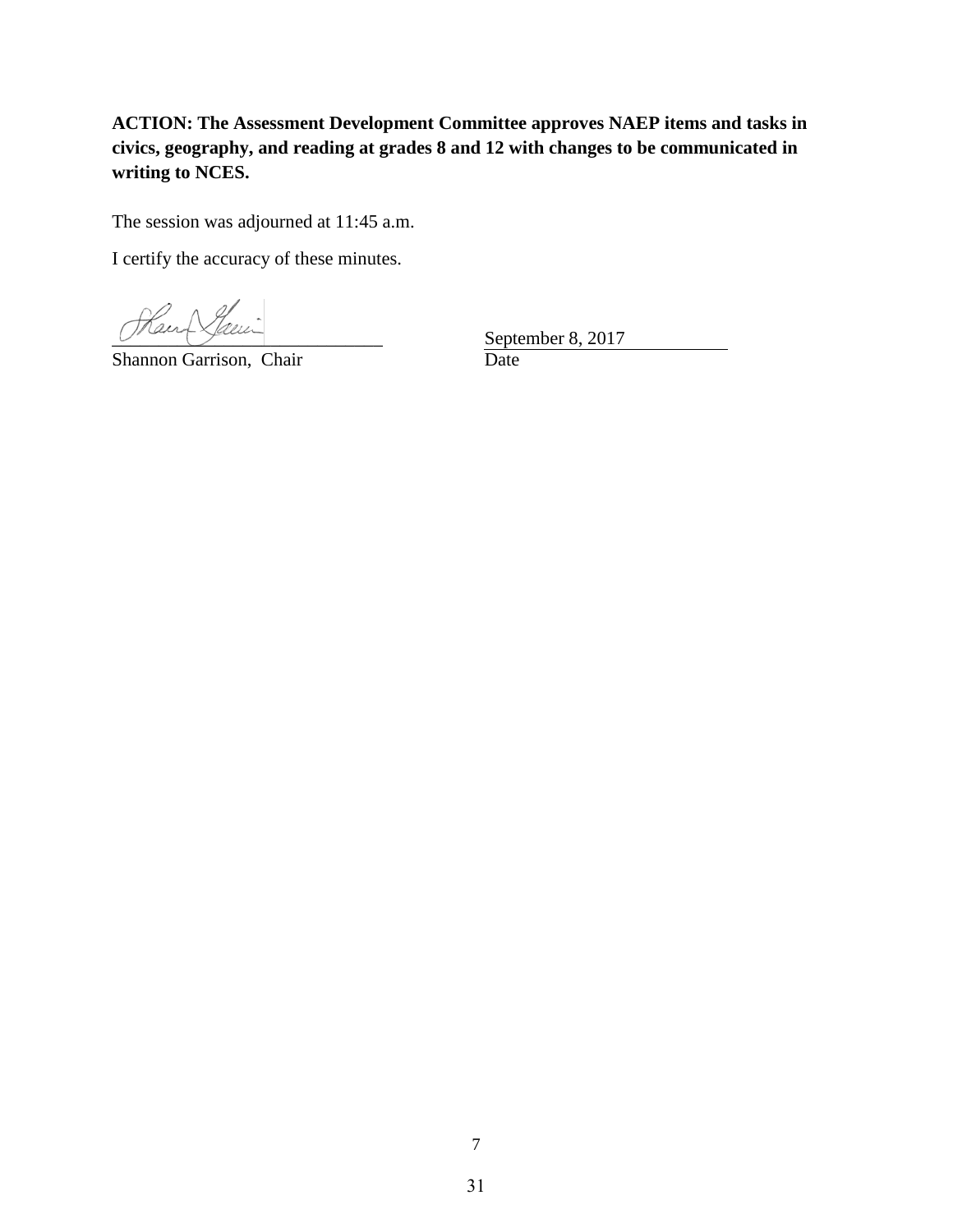**ACTION: The Assessment Development Committee approves NAEP items and tasks in civics, geography, and reading at grades 8 and 12 with changes to be communicated in writing to NCES.**

The session was adjourned at 11:45 a.m.

I certify the accuracy of these minutes.

Shannon Garrison, Chair

September 8, 2017

Date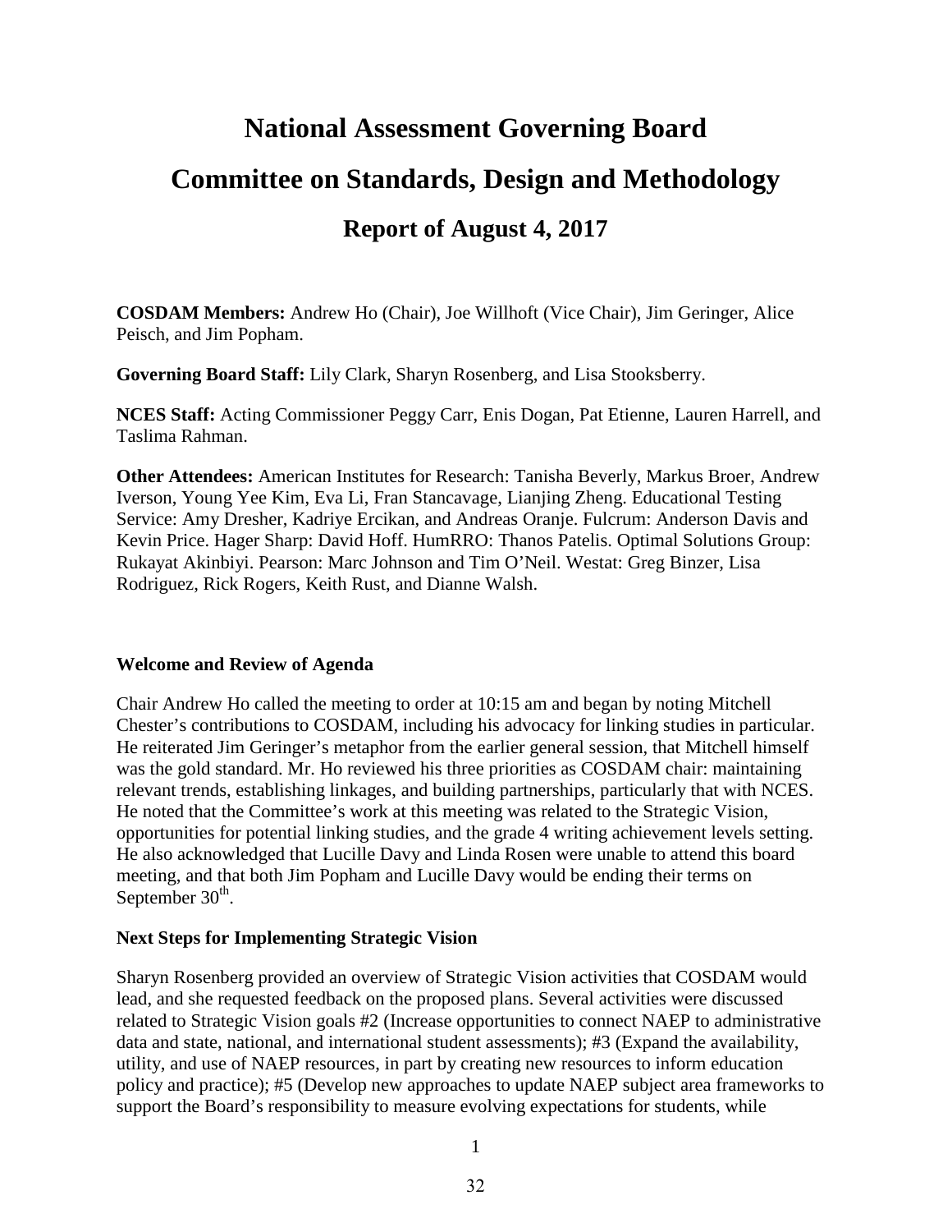# National Assessment Governing Board

# Committee on Standards, Design and Methodology

## Report of August 4, 2017

**COSDAM Members:** Andrew Ho (Chair), Joe Willhoft (Vice Chair), Jim Geringer, Alice Peisch, and Jim Popham.

**Governing Board Staff:** Lily Clark, Sharyn Rosenberg, and Lisa Stooksberry.

**NCES Staff:** Acting Commissioner Peggy Carr, Enis Dogan, Pat Etienne, Lauren Harrell, and Taslima Rahman.

**Other Attendees:** American Institutes for Research: Tanisha Beverly, Markus Broer, Andrew Iverson, Young Yee Kim, Eva Li, Fran Stancavage, Lianjing Zheng. Educational Testing Service: Amy Dresher, Kadriye Ercikan, and Andreas Oranje. Fulcrum: Anderson Davis and Kevin Price. Hager Sharp: David Hoff. HumRRO: Thanos Patelis. Optimal Solutions Group: Rukayat Akinbiyi. Pearson: Marc Johnson and Tim O'Neil. Westat: Greg Binzer, Lisa Rodriguez, Rick Rogers, Keith Rust, and Dianne Walsh.

### Welcome and Review of Agenda

Chair Andrew Ho called the meeting to order at 10:15 am and began by noting Mitchell Chester's contributions to COSDAM, including his advocacy for linking studies in particular. He reiterated Jim Geringer's metaphor from the earlier general session, that Mitchell himself was the gold standard. Mr. Ho reviewed his three priorities as COSDAM chair: maintaining relevant trends, establishing linkages, and building partnerships, particularly that with NCES. He noted that the Committee's work at this meeting was related to the Strategic Vision, opportunities for potential linking studies, and the grade 4 writing achievement levels setting. He also acknowledged that Lucille Davy and Linda Rosen were unable to attend this board meeting, and that both Jim Popham and Lucille Davy would be ending their terms on September 30th.

### Next Steps for Implementing Strategic Vision

Sharyn Rosenberg provided an overview of Strategic Vision activities that COSDAM would lead, and she requested feedback on the proposed plans. Several activities were discussed related to Strategic Vision goals #2 (Increase opportunities to connect NAEP to administrative data and state, national, and international student assessments); #3 (Expand the availability, utility, and use of NAEP resources, in part by creating new resources to inform education policy and practice); #5 (Develop new approaches to update NAEP subject area frameworks to support the Board's responsibility to measure evolving expectations for students, while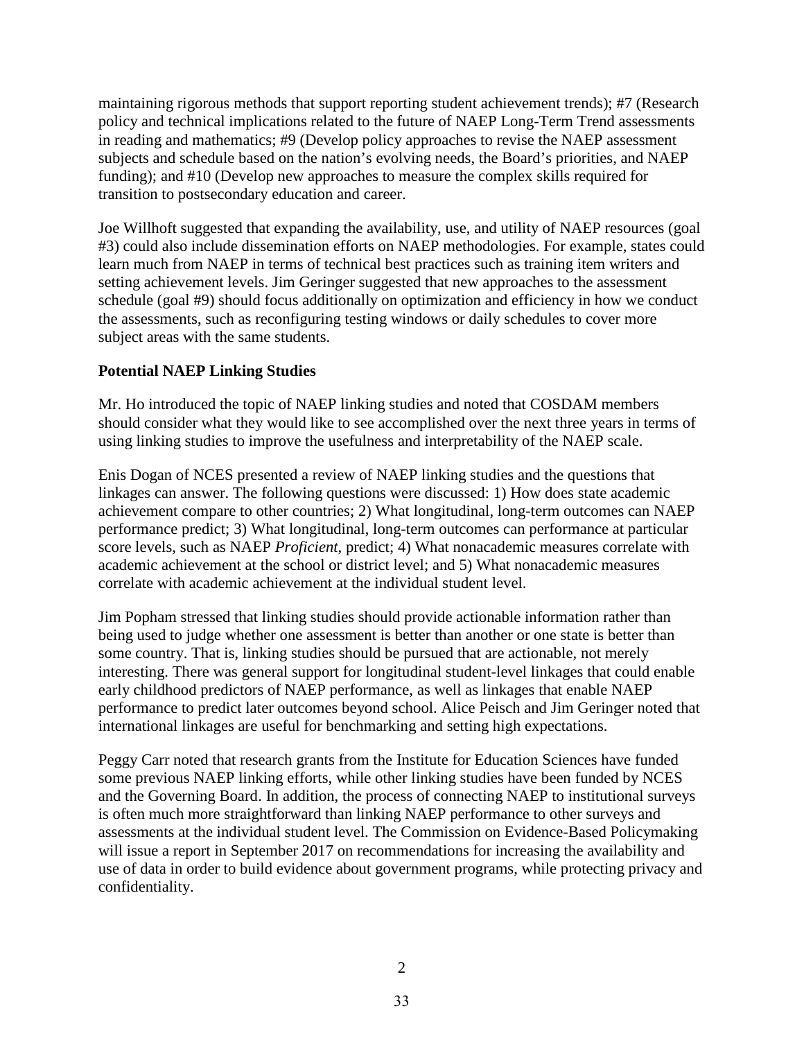maintaining rigorous methods that support reporting student achievement trends); #7 (Research policy and technical implications related to the future of NAEP Long-Term Trend assessments in reading and mathematics; #9 (Develop policy approaches to revise the NAEP assessment subjects and schedule based on the nation's evolving needs, the Board's priorities, and NAEP funding); and #10 (Develop new approaches to measure the complex skills required for transition to postsecondary education and career.

Joe Willhoft suggested that expanding the availability, use, and utility of NAEP resources (goal #3) could also include dissemination efforts on NAEP methodologies. For example, states could learn much from NAEP in terms of technical best practices such as training item writers and setting achievement levels. Jim Geringer suggested that new approaches to the assessment schedule (goal #9) should focus additionally on optimization and efficiency in how we conduct the assessments, such as reconfiguring testing windows or daily schedules to cover more subject areas with the same students.

**Potential NAEP Linking Studies**

Mr. Ho introduced the topic of NAEP linking studies and noted that COSDAM members should consider what they would like to see accomplished over the next three years in terms of using linking studies to improve the usefulness and interpretability of the NAEP scale.

Enis Dogan of NCES presented a review of NAEP linking studies and the questions that linkages can answer. The following questions were discussed: 1) How does state academic achievement compare to other countries; 2) What longitudinal, long-term outcomes can NAEP performance predict; 3) What longitudinal, long-term outcomes can performance at particular score levels, such as NAEP *Proficient*, predict; 4) What nonacademic measures correlate with academic achievement at the school or district level; and 5) What nonacademic measures correlate with academic achievement at the individual student level.

Jim Popham stressed that linking studies should provide actionable information rather than being used to judge whether one assessment is better than another or one state is better than some country. That is, linking studies should be pursued that are actionable, not merely interesting. There was general support for longitudinal student-level linkages that could enable early childhood predictors of NAEP performance, as well as linkages that enable NAEP performance to predict later outcomes beyond school. Alice Peisch and Jim Geringer noted that international linkages are useful for benchmarking and setting high expectations.

Peggy Carr noted that research grants from the Institute for Education Sciences have funded some previous NAEP linking efforts, while other linking studies have been funded by NCES and the Governing Board. In addition, the process of connecting NAEP to institutional surveys is often much more straightforward than linking NAEP performance to other surveys and assessments at the individual student level. The Commission on Evidence-Based Policymaking will issue a report in September 2017 on recommendations for increasing the availability and use of data in order to build evidence about government programs, while protecting privacy and confidentiality.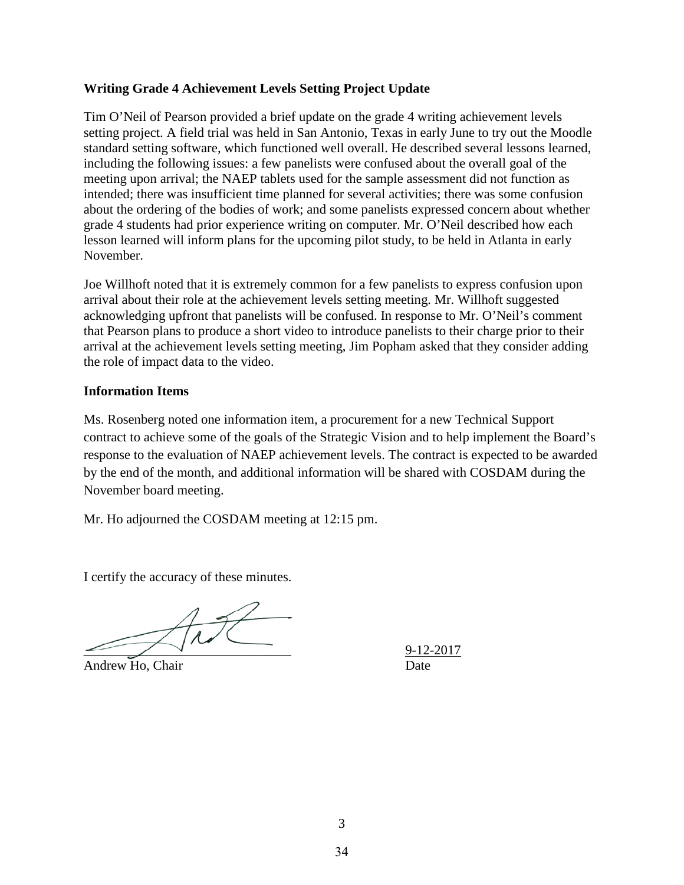**Writing Grade 4 Achievement Levels Setting Project Update**

Tim O'Neil of Pearson provided a brief update on the grade 4 writing achievement levels setting project. A field trial was held in San Antonio, Texas in early June to try out the Moodle standard setting software, which functioned well overall. He described several lessons learned, including the following issues: a few panelists were confused about the overall goal of the meeting upon arrival; the NAEP tablets used for the sample assessment did not function as intended; there was insufficient time planned for several activities; there was some confusion about the ordering of the bodies of work; and some panelists expressed concern about whether grade 4 students had prior experience writing on computer. Mr. O'Neil described how each lesson learned will inform plans for the upcoming pilot study, to be held in Atlanta in early November.

Joe Willhoft noted that it is extremely common for a few panelists to express confusion upon arrival about their role at the achievement levels setting meeting. Mr. Willhoft suggested acknowledging upfront that panelists will be confused. In response to Mr. O'Neil's comment that Pearson plans to produce a short video to introduce panelists to their charge prior to their arrival at the achievement levels setting meeting, Jim Popham asked that they consider adding the role of impact data to the video.

**Information Items**

Ms. Rosenberg noted one information item, a procurement for a new Technical Support contract to achieve some of the goals of the Strategic Vision and to help implement the Board's response to the evaluation of NAEP achievement levels. The contract is expected to be awarded by the end of the month, and additional information will be shared with COSDAM during the November board meeting.

Mr. Ho adjourned the COSDAM meeting at 12:15 pm.

I certify the accuracy of these minutes.

Andrew Ho, Chair

9-12-2017
Date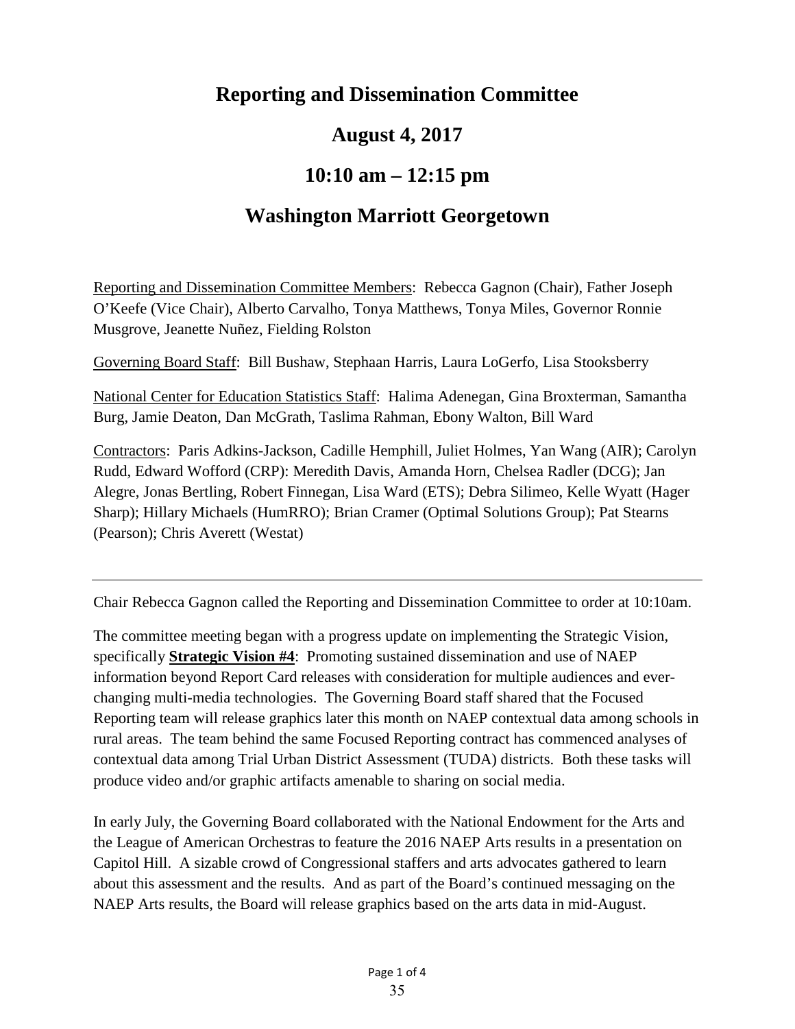# Reporting and Dissemination Committee

## August 4, 2017

## 10:10 am – 12:15 pm

## Washington Marriott Georgetown

Reporting and Dissemination Committee Members: Rebecca Gagnon (Chair), Father Joseph O'Keefe (Vice Chair), Alberto Carvalho, Tonya Matthews, Tonya Miles, Governor Ronnie Musgrove, Jeanette Nuñez, Fielding Rolston

Governing Board Staff: Bill Bushaw, Stephaan Harris, Laura LoGerfo, Lisa Stooksberry

National Center for Education Statistics Staff: Halima Adenegan, Gina Broxterman, Samantha Burg, Jamie Deaton, Dan McGrath, Taslima Rahman, Ebony Walton, Bill Ward

Contractors: Paris Adkins-Jackson, Cadille Hemphill, Juliet Holmes, Yan Wang (AIR); Carolyn Rudd, Edward Wofford (CRP): Meredith Davis, Amanda Horn, Chelsea Radler (DCG); Jan Alegre, Jonas Bertling, Robert Finnegan, Lisa Ward (ETS); Debra Silimeo, Kelle Wyatt (Hager Sharp); Hillary Michaels (HumRRO); Brian Cramer (Optimal Solutions Group); Pat Stearns (Pearson); Chris Averett (Westat)

---

Chair Rebecca Gagnon called the Reporting and Dissemination Committee to order at 10:10am.

The committee meeting began with a progress update on implementing the Strategic Vision, specifically **Strategic Vision #4**: Promoting sustained dissemination and use of NAEP information beyond Report Card releases with consideration for multiple audiences and ever-changing multi-media technologies. The Governing Board staff shared that the Focused Reporting team will release graphics later this month on NAEP contextual data among schools in rural areas. The team behind the same Focused Reporting contract has commenced analyses of contextual data among Trial Urban District Assessment (TUDA) districts. Both these tasks will produce video and/or graphic artifacts amenable to sharing on social media.

In early July, the Governing Board collaborated with the National Endowment for the Arts and the League of American Orchestras to feature the 2016 NAEP Arts results in a presentation on Capitol Hill. A sizable crowd of Congressional staffers and arts advocates gathered to learn about this assessment and the results. And as part of the Board's continued messaging on the NAEP Arts results, the Board will release graphics based on the arts data in mid-August.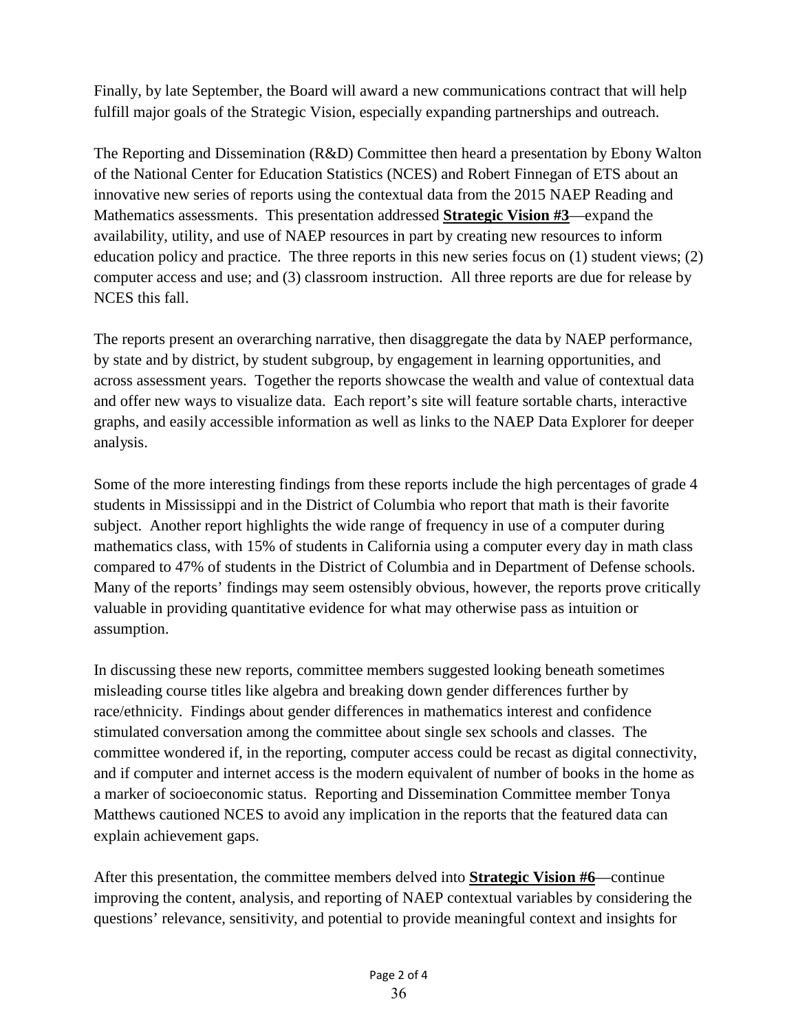Finally, by late September, the Board will award a new communications contract that will help fulfill major goals of the Strategic Vision, especially expanding partnerships and outreach.

The Reporting and Dissemination (R&D) Committee then heard a presentation by Ebony Walton of the National Center for Education Statistics (NCES) and Robert Finnegan of ETS about an innovative new series of reports using the contextual data from the 2015 NAEP Reading and Mathematics assessments. This presentation addressed **Strategic Vision #3**—expand the availability, utility, and use of NAEP resources in part by creating new resources to inform education policy and practice. The three reports in this new series focus on (1) student views; (2) computer access and use; and (3) classroom instruction. All three reports are due for release by NCES this fall.

The reports present an overarching narrative, then disaggregate the data by NAEP performance, by state and by district, by student subgroup, by engagement in learning opportunities, and across assessment years. Together the reports showcase the wealth and value of contextual data and offer new ways to visualize data. Each report's site will feature sortable charts, interactive graphs, and easily accessible information as well as links to the NAEP Data Explorer for deeper analysis.

Some of the more interesting findings from these reports include the high percentages of grade 4 students in Mississippi and in the District of Columbia who report that math is their favorite subject. Another report highlights the wide range of frequency in use of a computer during mathematics class, with 15% of students in California using a computer every day in math class compared to 47% of students in the District of Columbia and in Department of Defense schools. Many of the reports' findings may seem ostensibly obvious, however, the reports prove critically valuable in providing quantitative evidence for what may otherwise pass as intuition or assumption.

In discussing these new reports, committee members suggested looking beneath sometimes misleading course titles like algebra and breaking down gender differences further by race/ethnicity. Findings about gender differences in mathematics interest and confidence stimulated conversation among the committee about single sex schools and classes. The committee wondered if, in the reporting, computer access could be recast as digital connectivity, and if computer and internet access is the modern equivalent of number of books in the home as a marker of socioeconomic status. Reporting and Dissemination Committee member Tonya Matthews cautioned NCES to avoid any implication in the reports that the featured data can explain achievement gaps.

After this presentation, the committee members delved into **Strategic Vision #6**—continue improving the content, analysis, and reporting of NAEP contextual variables by considering the questions' relevance, sensitivity, and potential to provide meaningful context and insights for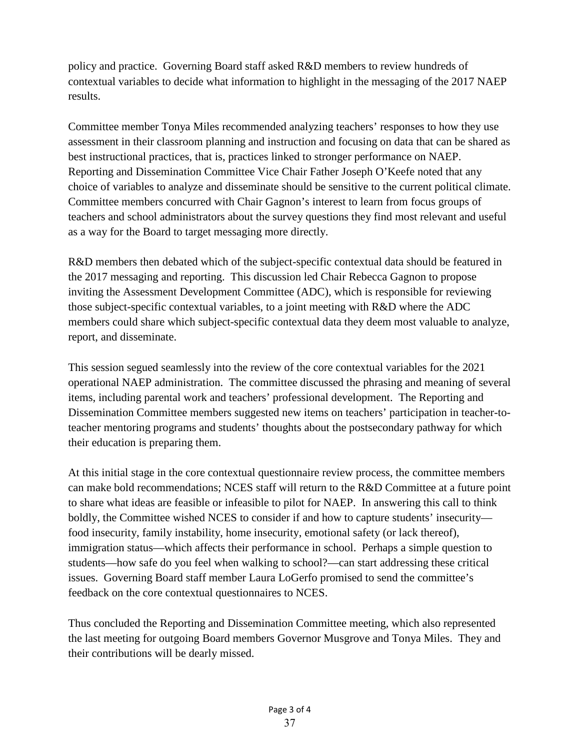policy and practice. Governing Board staff asked R&D members to review hundreds of contextual variables to decide what information to highlight in the messaging of the 2017 NAEP results.

Committee member Tonya Miles recommended analyzing teachers' responses to how they use assessment in their classroom planning and instruction and focusing on data that can be shared as best instructional practices, that is, practices linked to stronger performance on NAEP. Reporting and Dissemination Committee Vice Chair Father Joseph O'Keefe noted that any choice of variables to analyze and disseminate should be sensitive to the current political climate. Committee members concurred with Chair Gagnon's interest to learn from focus groups of teachers and school administrators about the survey questions they find most relevant and useful as a way for the Board to target messaging more directly.

R&D members then debated which of the subject-specific contextual data should be featured in the 2017 messaging and reporting. This discussion led Chair Rebecca Gagnon to propose inviting the Assessment Development Committee (ADC), which is responsible for reviewing those subject-specific contextual variables, to a joint meeting with R&D where the ADC members could share which subject-specific contextual data they deem most valuable to analyze, report, and disseminate.

This session segued seamlessly into the review of the core contextual variables for the 2021 operational NAEP administration. The committee discussed the phrasing and meaning of several items, including parental work and teachers' professional development. The Reporting and Dissemination Committee members suggested new items on teachers' participation in teacher-to-teacher mentoring programs and students' thoughts about the postsecondary pathway for which their education is preparing them.

At this initial stage in the core contextual questionnaire review process, the committee members can make bold recommendations; NCES staff will return to the R&D Committee at a future point to share what ideas are feasible or infeasible to pilot for NAEP. In answering this call to think boldly, the Committee wished NCES to consider if and how to capture students' insecurity—food insecurity, family instability, home insecurity, emotional safety (or lack thereof), immigration status—which affects their performance in school. Perhaps a simple question to students—how safe do you feel when walking to school?—can start addressing these critical issues. Governing Board staff member Laura LoGerfo promised to send the committee's feedback on the core contextual questionnaires to NCES.

Thus concluded the Reporting and Dissemination Committee meeting, which also represented the last meeting for outgoing Board members Governor Musgrove and Tonya Miles. They and their contributions will be dearly missed.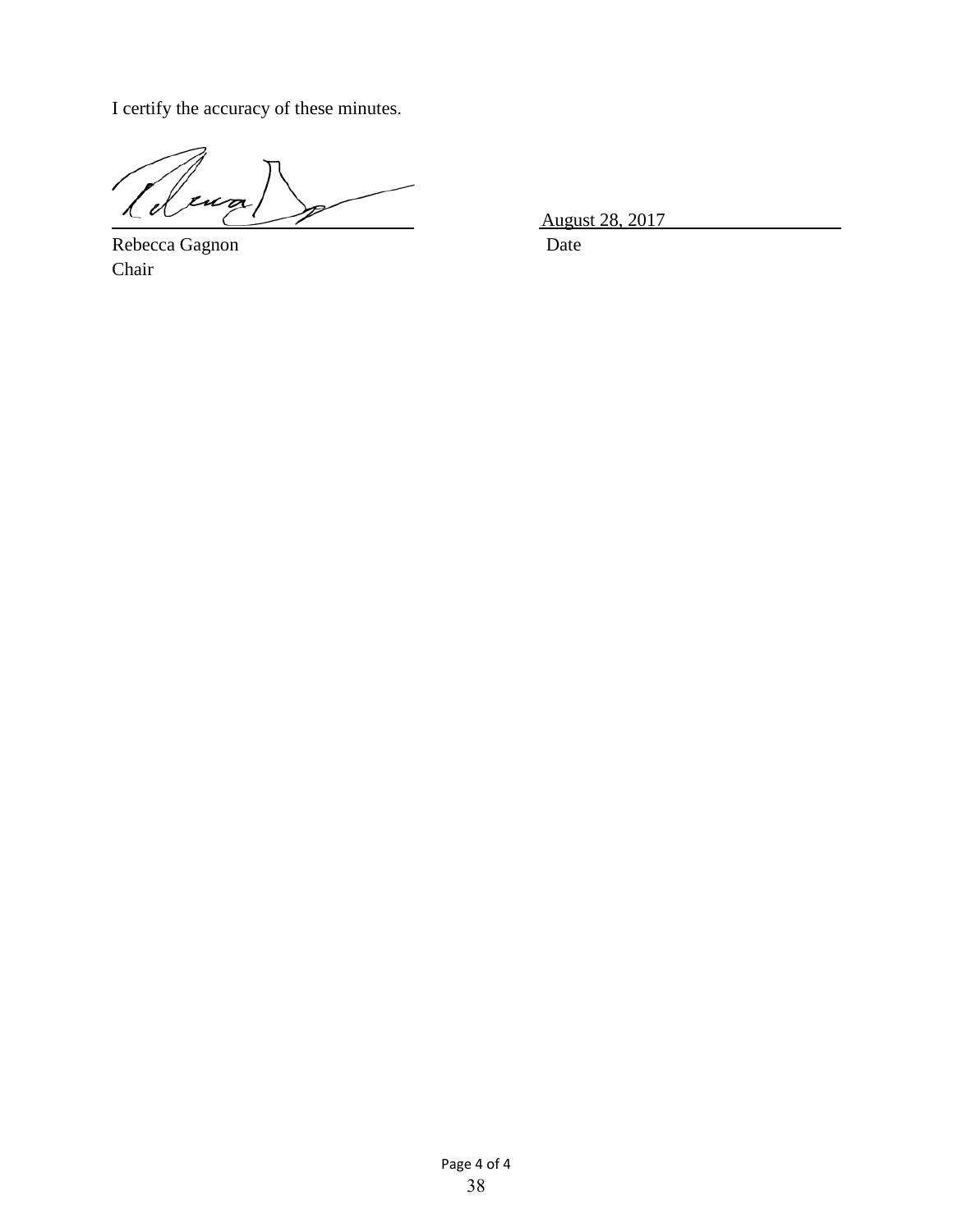I certify the accuracy of these minutes.

Rebecca Gagnon
Chair

August 28, 2017
Date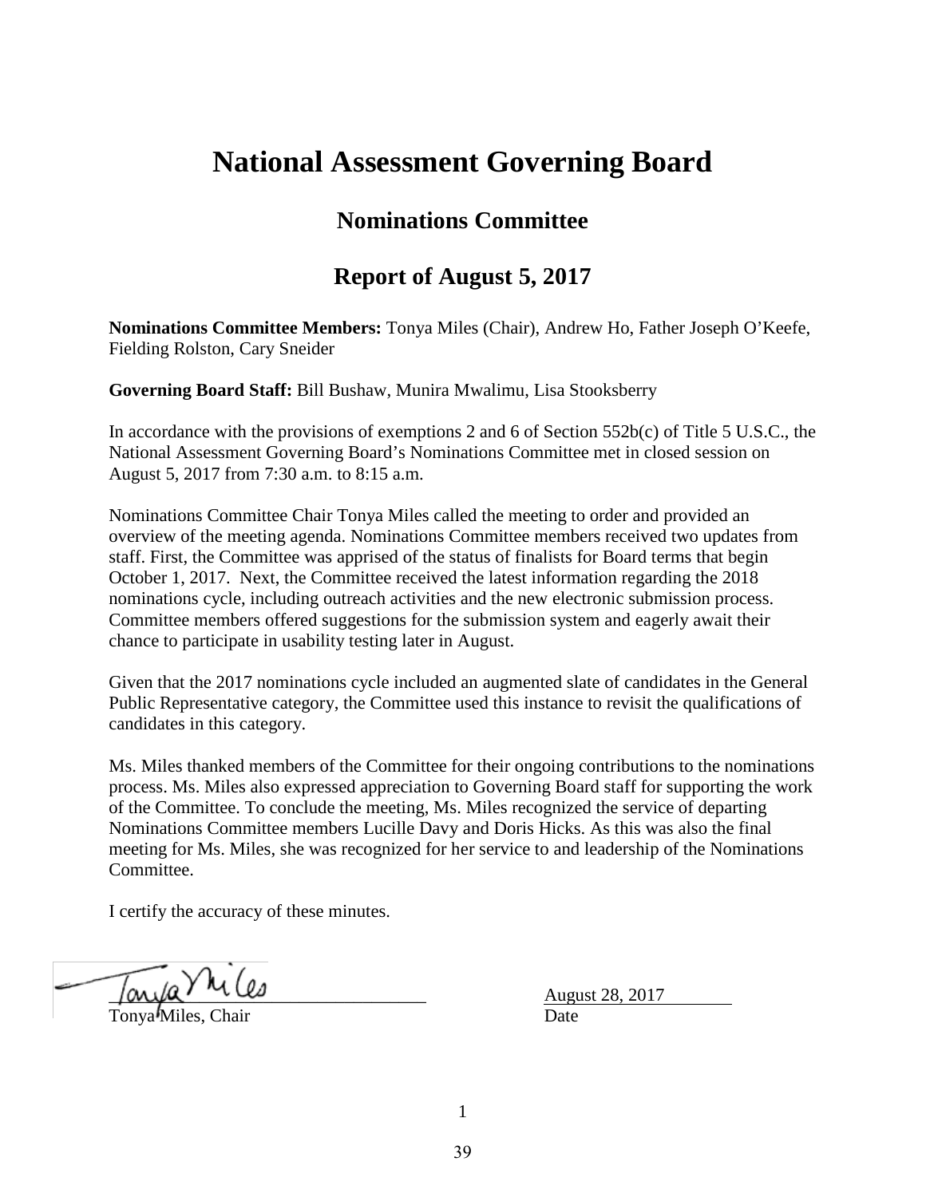# National Assessment Governing Board

## Nominations Committee

## Report of August 5, 2017

**Nominations Committee Members:** Tonya Miles (Chair), Andrew Ho, Father Joseph O'Keefe, Fielding Rolston, Cary Sneider

**Governing Board Staff:** Bill Bushaw, Munira Mwalimu, Lisa Stooksberry

In accordance with the provisions of exemptions 2 and 6 of Section 552b(c) of Title 5 U.S.C., the National Assessment Governing Board's Nominations Committee met in closed session on August 5, 2017 from 7:30 a.m. to 8:15 a.m.

Nominations Committee Chair Tonya Miles called the meeting to order and provided an overview of the meeting agenda. Nominations Committee members received two updates from staff. First, the Committee was apprised of the status of finalists for Board terms that begin October 1, 2017. Next, the Committee received the latest information regarding the 2018 nominations cycle, including outreach activities and the new electronic submission process. Committee members offered suggestions for the submission system and eagerly await their chance to participate in usability testing later in August.

Given that the 2017 nominations cycle included an augmented slate of candidates in the General Public Representative category, the Committee used this instance to revisit the qualifications of candidates in this category.

Ms. Miles thanked members of the Committee for their ongoing contributions to the nominations process. Ms. Miles also expressed appreciation to Governing Board staff for supporting the work of the Committee. To conclude the meeting, Ms. Miles recognized the service of departing Nominations Committee members Lucille Davy and Doris Hicks. As this was also the final meeting for Ms. Miles, she was recognized for her service to and leadership of the Nominations Committee.

I certify the accuracy of these minutes.

Tonya Miles, Chair

August 28, 2017

Date